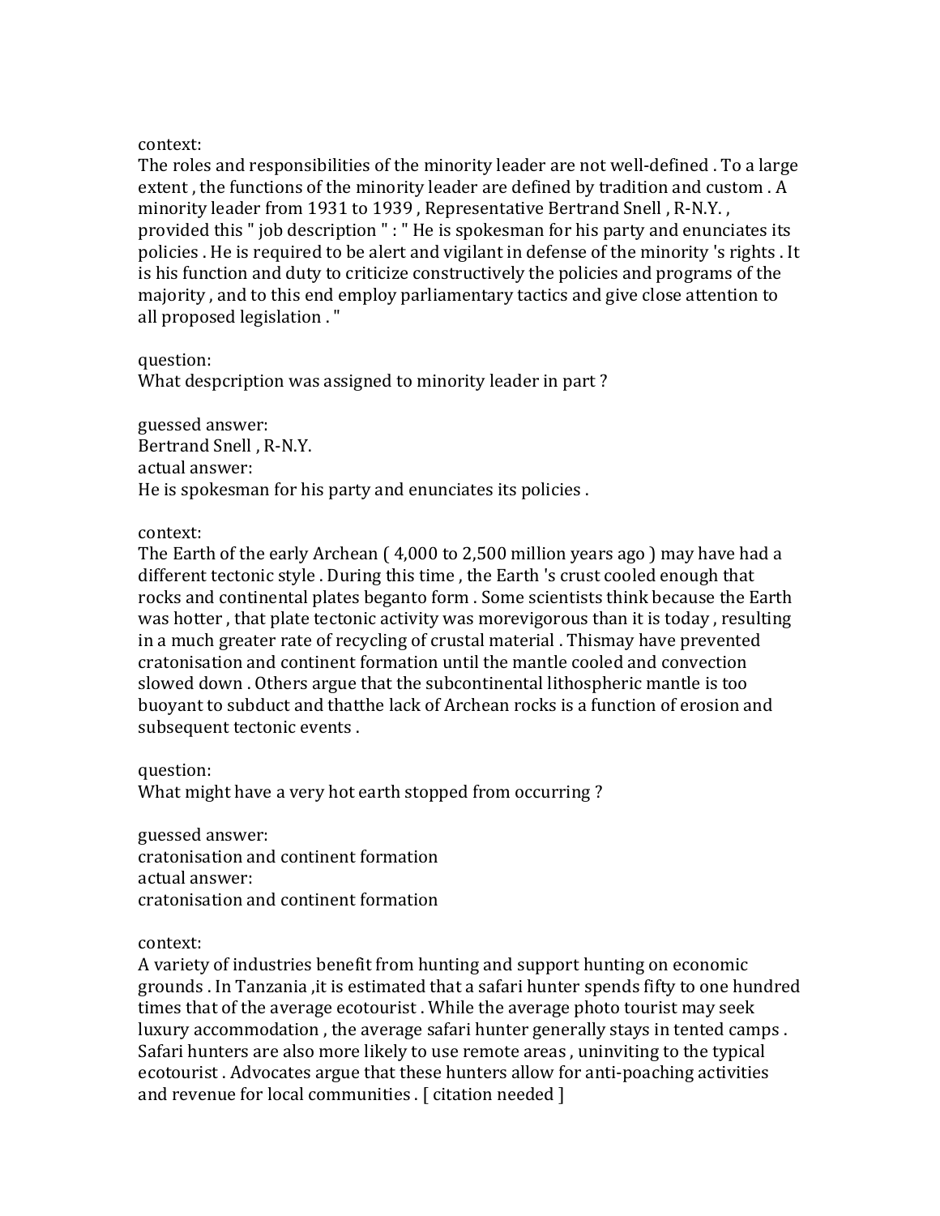context:
The roles and responsibilities of the minority leader are not well-defined . To a large extent , the functions of the minority leader are defined by tradition and custom . A minority leader from 1931 to 1939 , Representative Bertrand Snell , R-N.Y. , provided this " job description " : " He is spokesman for his party and enunciates its policies . He is required to be alert and vigilant in defense of the minority 's rights . It is his function and duty to criticize constructively the policies and programs of the majority , and to this end employ parliamentary tactics and give close attention to all proposed legislation . "

question:
What despcription was assigned to minority leader in part ?

guessed answer:
Bertrand Snell , R-N.Y.
actual answer:
He is spokesman for his party and enunciates its policies .

context:
The Earth of the early Archean ( 4,000 to 2,500 million years ago ) may have had a different tectonic style . During this time , the Earth 's crust cooled enough that rocks and continental plates beganto form . Some scientists think because the Earth was hotter , that plate tectonic activity was morevigorous than it is today , resulting in a much greater rate of recycling of crustal material . Thismay have prevented cratonisation and continent formation until the mantle cooled and convection slowed down . Others argue that the subcontinental lithospheric mantle is too buoyant to subduct and thatthe lack of Archean rocks is a function of erosion and subsequent tectonic events .

question:
What might have a very hot earth stopped from occurring ?

guessed answer:
cratonisation and continent formation
actual answer:
cratonisation and continent formation

context:
A variety of industries benefit from hunting and support hunting on economic grounds . In Tanzania ,it is estimated that a safari hunter spends fifty to one hundred times that of the average ecotourist . While the average photo tourist may seek luxury accommodation , the average safari hunter generally stays in tented camps . Safari hunters are also more likely to use remote areas , uninviting to the typical ecotourist . Advocates argue that these hunters allow for anti-poaching activities and revenue for local communities . [ citation needed ]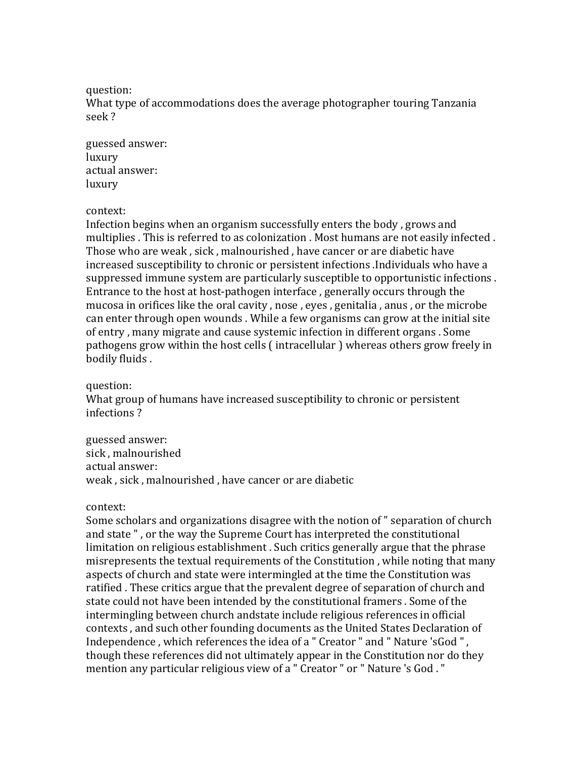question:
What type of accommodations does the average photographer touring Tanzania seek ?

guessed answer:
luxury
actual answer:
luxury

context:
Infection begins when an organism successfully enters the body , grows and multiplies . This is referred to as colonization . Most humans are not easily infected . Those who are weak , sick , malnourished , have cancer or are diabetic have increased susceptibility to chronic or persistent infections .Individuals who have a suppressed immune system are particularly susceptible to opportunistic infections . Entrance to the host at host-pathogen interface , generally occurs through the mucosa in orifices like the oral cavity , nose , eyes , genitalia , anus , or the microbe can enter through open wounds . While a few organisms can grow at the initial site of entry , many migrate and cause systemic infection in different organs . Some pathogens grow within the host cells ( intracellular ) whereas others grow freely in bodily fluids .

question:
What group of humans have increased susceptibility to chronic or persistent infections ?

guessed answer:
sick , malnourished
actual answer:
weak , sick , malnourished , have cancer or are diabetic

context:
Some scholars and organizations disagree with the notion of " separation of church and state " , or the way the Supreme Court has interpreted the constitutional limitation on religious establishment . Such critics generally argue that the phrase misrepresents the textual requirements of the Constitution , while noting that many aspects of church and state were intermingled at the time the Constitution was ratified . These critics argue that the prevalent degree of separation of church and state could not have been intended by the constitutional framers . Some of the intermingling between church andstate include religious references in official contexts , and such other founding documents as the United States Declaration of Independence , which references the idea of a " Creator " and " Nature 'sGod " , though these references did not ultimately appear in the Constitution nor do they mention any particular religious view of a " Creator " or " Nature 's God . "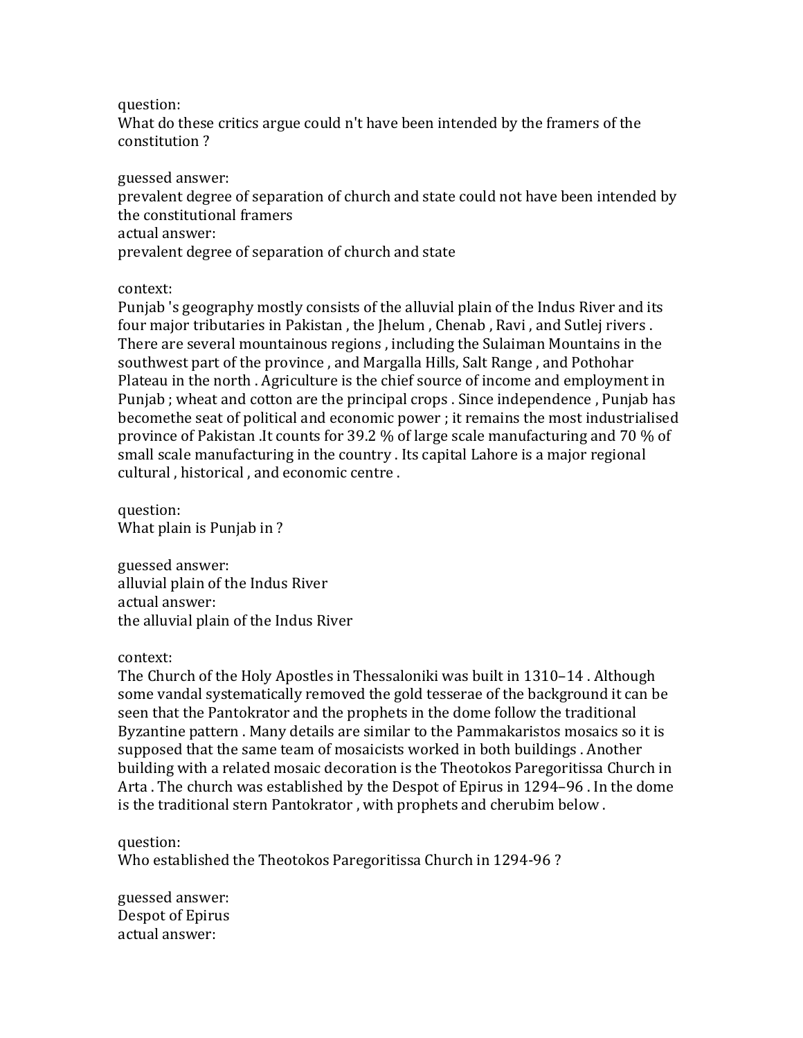question:
What do these critics argue could n't have been intended by the framers of the constitution ?

guessed answer:
prevalent degree of separation of church and state could not have been intended by the constitutional framers
actual answer:
prevalent degree of separation of church and state

context:
Punjab 's geography mostly consists of the alluvial plain of the Indus River and its four major tributaries in Pakistan , the Jhelum , Chenab , Ravi , and Sutlej rivers . There are several mountainous regions , including the Sulaiman Mountains in the southwest part of the province , and Margalla Hills, Salt Range , and Pothohar Plateau in the north . Agriculture is the chief source of income and employment in Punjab ; wheat and cotton are the principal crops . Since independence , Punjab has becomethe seat of political and economic power ; it remains the most industrialised province of Pakistan .It counts for 39.2 % of large scale manufacturing and 70 % of small scale manufacturing in the country . Its capital Lahore is a major regional cultural , historical , and economic centre .

question:
What plain is Punjab in ?

guessed answer:
alluvial plain of the Indus River
actual answer:
the alluvial plain of the Indus River

context:
The Church of the Holy Apostles in Thessaloniki was built in 1310–14 . Although some vandal systematically removed the gold tesserae of the background it can be seen that the Pantokrator and the prophets in the dome follow the traditional Byzantine pattern . Many details are similar to the Pammakaristos mosaics so it is supposed that the same team of mosaicists worked in both buildings . Another building with a related mosaic decoration is the Theotokos Paregoritissa Church in Arta . The church was established by the Despot of Epirus in 1294–96 . In the dome is the traditional stern Pantokrator , with prophets and cherubim below .

question:
Who established the Theotokos Paregoritissa Church in 1294-96 ?

guessed answer:
Despot of Epirus
actual answer: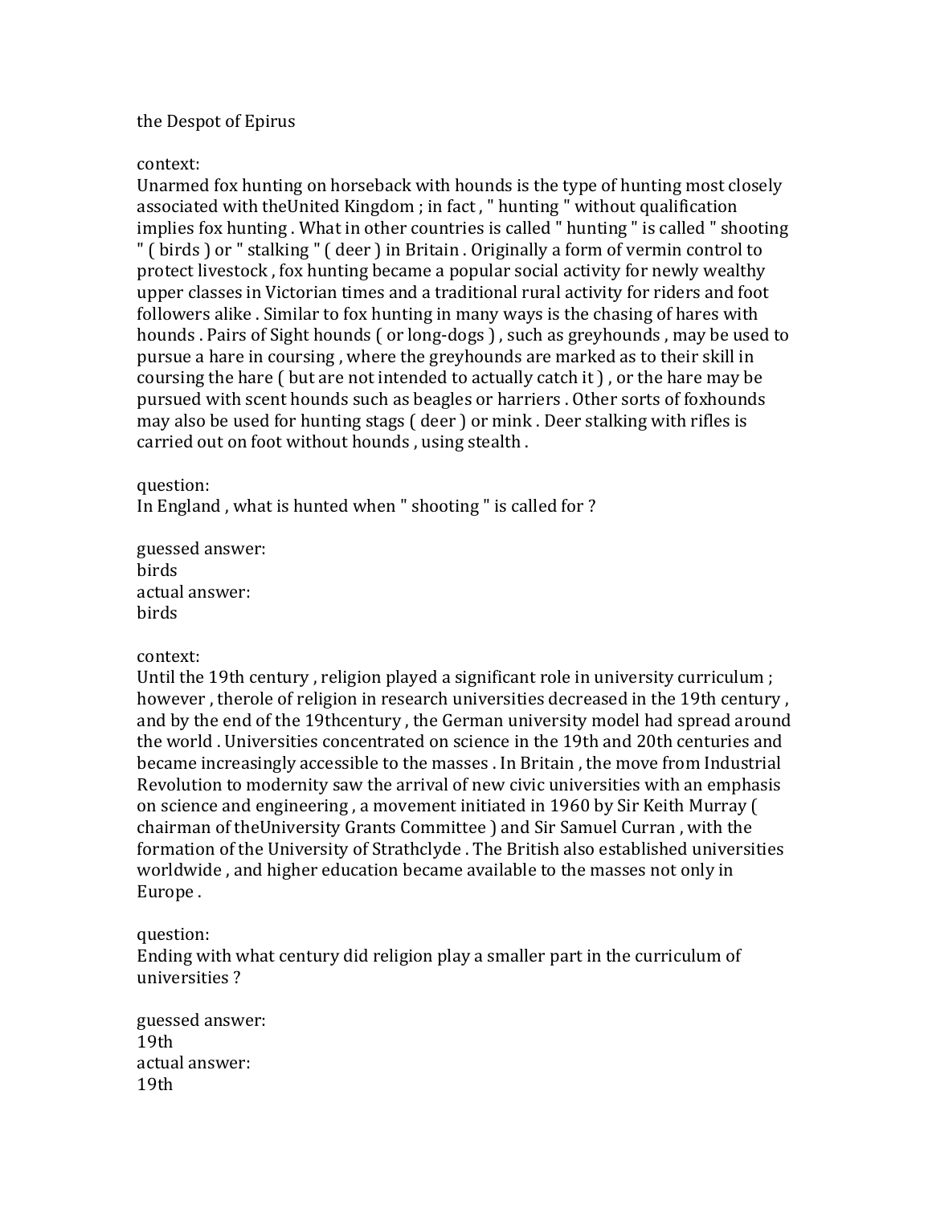the Despot of Epirus

context:
Unarmed fox hunting on horseback with hounds is the type of hunting most closely associated with theUnited Kingdom ; in fact , " hunting " without qualification implies fox hunting . What in other countries is called " hunting " is called " shooting " ( birds ) or " stalking " ( deer ) in Britain . Originally a form of vermin control to protect livestock , fox hunting became a popular social activity for newly wealthy upper classes in Victorian times and a traditional rural activity for riders and foot followers alike . Similar to fox hunting in many ways is the chasing of hares with hounds . Pairs of Sight hounds ( or long-dogs ) , such as greyhounds , may be used to pursue a hare in coursing , where the greyhounds are marked as to their skill in coursing the hare ( but are not intended to actually catch it ) , or the hare may be pursued with scent hounds such as beagles or harriers . Other sorts of foxhounds may also be used for hunting stags ( deer ) or mink . Deer stalking with rifles is carried out on foot without hounds , using stealth .

question:
In England , what is hunted when " shooting " is called for ?

guessed answer:
birds
actual answer:
birds

context:
Until the 19th century , religion played a significant role in university curriculum ; however , therole of religion in research universities decreased in the 19th century , and by the end of the 19thcentury , the German university model had spread around the world . Universities concentrated on science in the 19th and 20th centuries and became increasingly accessible to the masses . In Britain , the move from Industrial Revolution to modernity saw the arrival of new civic universities with an emphasis on science and engineering , a movement initiated in 1960 by Sir Keith Murray ( chairman of theUniversity Grants Committee ) and Sir Samuel Curran , with the formation of the University of Strathclyde . The British also established universities worldwide , and higher education became available to the masses not only in Europe .

question:
Ending with what century did religion play a smaller part in the curriculum of universities ?

guessed answer:
19th
actual answer:
19th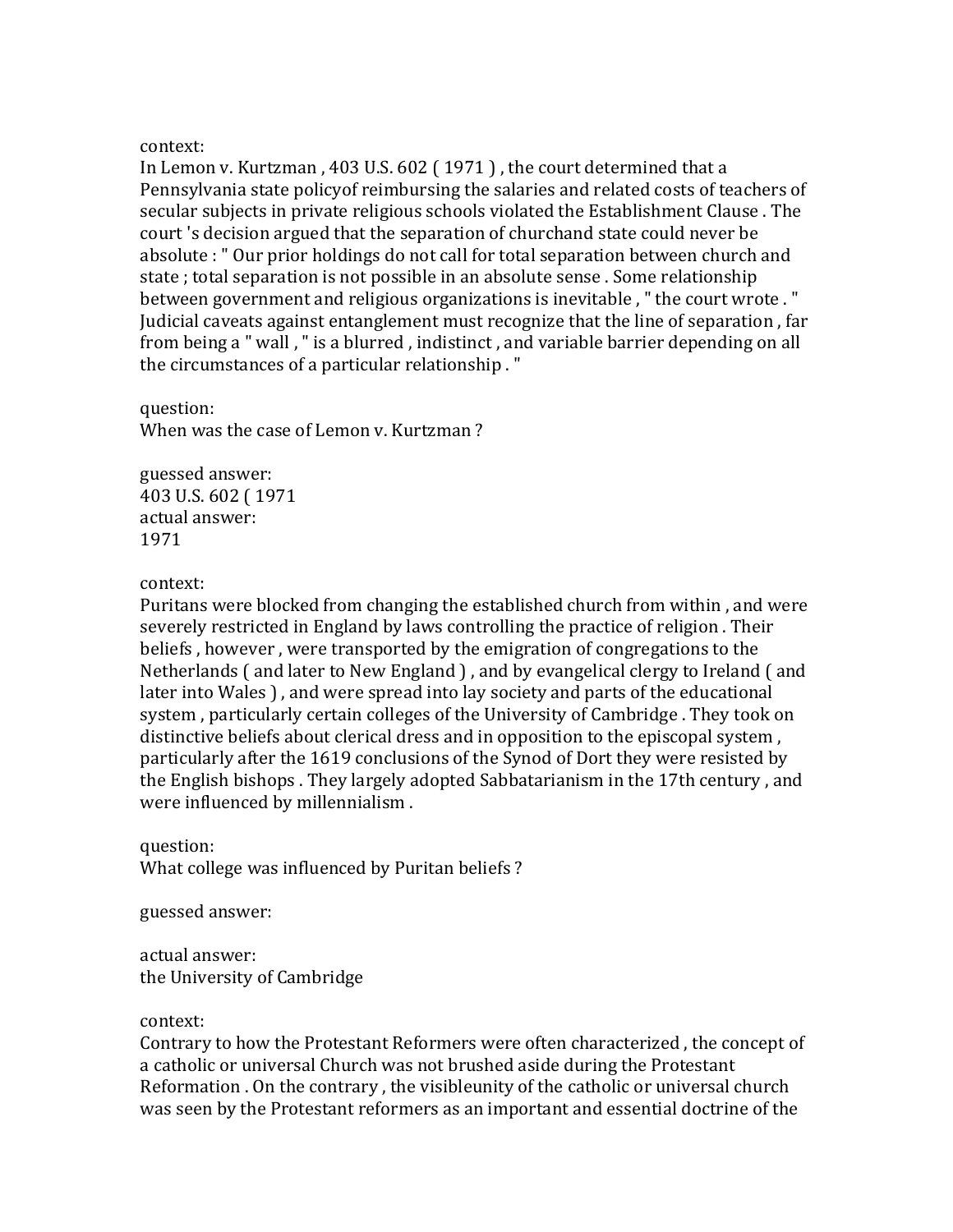context:
In Lemon v. Kurtzman , 403 U.S. 602 ( 1971 ) , the court determined that a Pennsylvania state policyof reimbursing the salaries and related costs of teachers of secular subjects in private religious schools violated the Establishment Clause . The court 's decision argued that the separation of churchand state could never be absolute : " Our prior holdings do not call for total separation between church and state ; total separation is not possible in an absolute sense . Some relationship between government and religious organizations is inevitable , " the court wrote . " Judicial caveats against entanglement must recognize that the line of separation , far from being a " wall , " is a blurred , indistinct , and variable barrier depending on all the circumstances of a particular relationship . "

question:
When was the case of Lemon v. Kurtzman ?

guessed answer:
403 U.S. 602 ( 1971
actual answer:
1971

context:
Puritans were blocked from changing the established church from within , and were severely restricted in England by laws controlling the practice of religion . Their beliefs , however , were transported by the emigration of congregations to the Netherlands ( and later to New England ) , and by evangelical clergy to Ireland ( and later into Wales ) , and were spread into lay society and parts of the educational system , particularly certain colleges of the University of Cambridge . They took on distinctive beliefs about clerical dress and in opposition to the episcopal system , particularly after the 1619 conclusions of the Synod of Dort they were resisted by the English bishops . They largely adopted Sabbatarianism in the 17th century , and were influenced by millennialism .

question:
What college was influenced by Puritan beliefs ?

guessed answer:

actual answer:
the University of Cambridge

context:
Contrary to how the Protestant Reformers were often characterized , the concept of a catholic or universal Church was not brushed aside during the Protestant Reformation . On the contrary , the visibleunity of the catholic or universal church was seen by the Protestant reformers as an important and essential doctrine of the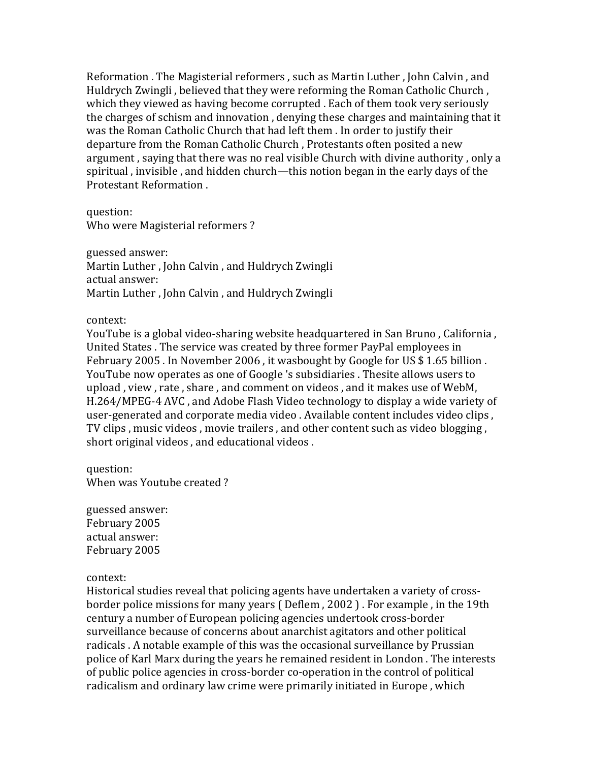Reformation . The Magisterial reformers , such as Martin Luther , John Calvin , and Huldrych Zwingli , believed that they were reforming the Roman Catholic Church , which they viewed as having become corrupted . Each of them took very seriously the charges of schism and innovation , denying these charges and maintaining that it was the Roman Catholic Church that had left them . In order to justify their departure from the Roman Catholic Church , Protestants often posited a new argument , saying that there was no real visible Church with divine authority , only a spiritual , invisible , and hidden church—this notion began in the early days of the Protestant Reformation .

question:
Who were Magisterial reformers ?

guessed answer:
Martin Luther , John Calvin , and Huldrych Zwingli
actual answer:
Martin Luther , John Calvin , and Huldrych Zwingli

context:
YouTube is a global video-sharing website headquartered in San Bruno , California , United States . The service was created by three former PayPal employees in February 2005 . In November 2006 , it wasbought by Google for US $ 1.65 billion . YouTube now operates as one of Google 's subsidiaries . Thesite allows users to upload , view , rate , share , and comment on videos , and it makes use of WebM, H.264/MPEG-4 AVC , and Adobe Flash Video technology to display a wide variety of user-generated and corporate media video . Available content includes video clips , TV clips , music videos , movie trailers , and other content such as video blogging , short original videos , and educational videos .

question:
When was Youtube created ?

guessed answer:
February 2005
actual answer:
February 2005

context:
Historical studies reveal that policing agents have undertaken a variety of cross-border police missions for many years ( Deflem , 2002 ) . For example , in the 19th century a number of European policing agencies undertook cross-border surveillance because of concerns about anarchist agitators and other political radicals . A notable example of this was the occasional surveillance by Prussian police of Karl Marx during the years he remained resident in London . The interests of public police agencies in cross-border co-operation in the control of political radicalism and ordinary law crime were primarily initiated in Europe , which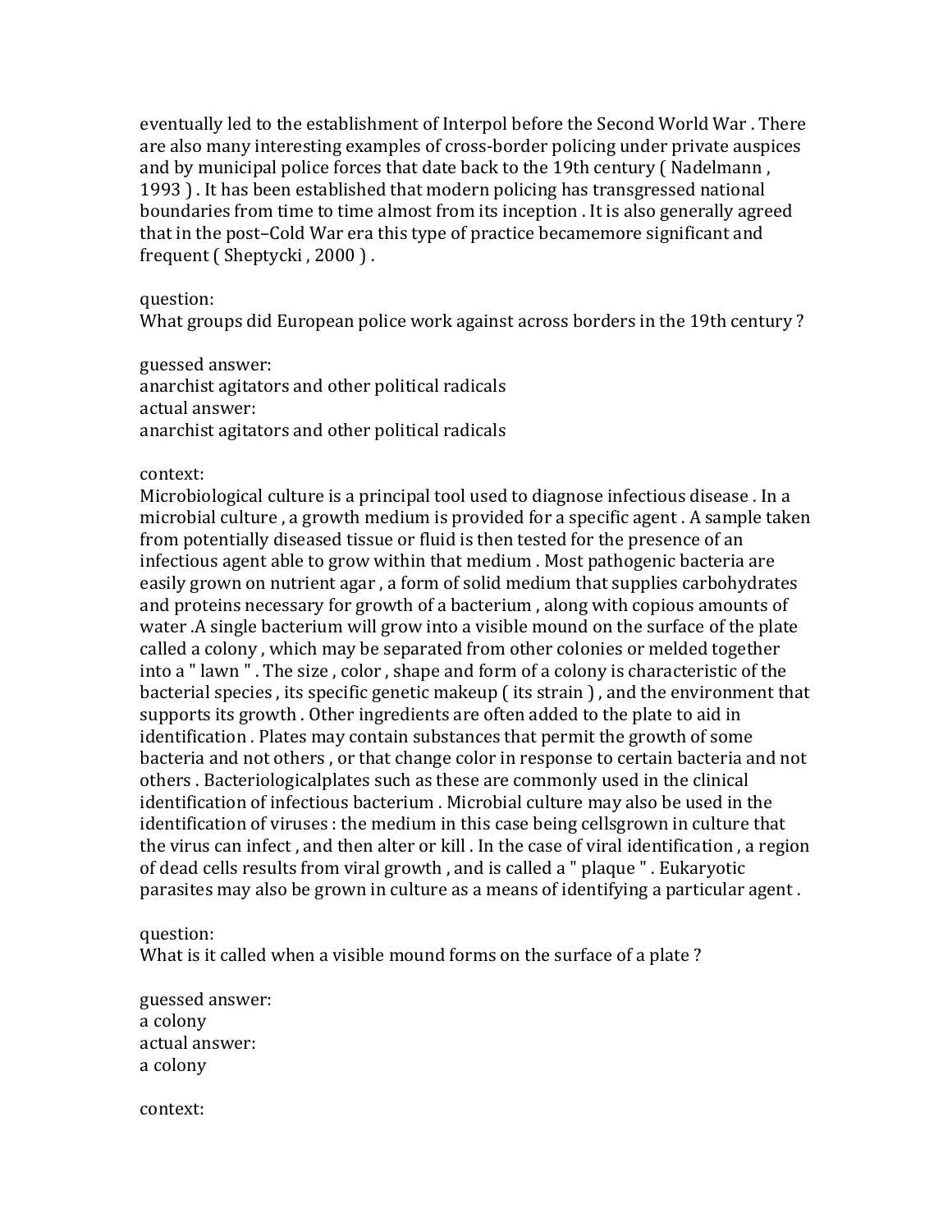eventually led to the establishment of Interpol before the Second World War . There are also many interesting examples of cross-border policing under private auspices and by municipal police forces that date back to the 19th century ( Nadelmann , 1993 ) . It has been established that modern policing has transgressed national boundaries from time to time almost from its inception . It is also generally agreed that in the post–Cold War era this type of practice becamemore significant and frequent ( Sheptycki , 2000 ) .

question:
What groups did European police work against across borders in the 19th century ?

guessed answer:
anarchist agitators and other political radicals
actual answer:
anarchist agitators and other political radicals

context:
Microbiological culture is a principal tool used to diagnose infectious disease . In a microbial culture , a growth medium is provided for a specific agent . A sample taken from potentially diseased tissue or fluid is then tested for the presence of an infectious agent able to grow within that medium . Most pathogenic bacteria are easily grown on nutrient agar , a form of solid medium that supplies carbohydrates and proteins necessary for growth of a bacterium , along with copious amounts of water .A single bacterium will grow into a visible mound on the surface of the plate called a colony , which may be separated from other colonies or melded together into a " lawn " . The size , color , shape and form of a colony is characteristic of the bacterial species , its specific genetic makeup ( its strain ) , and the environment that supports its growth . Other ingredients are often added to the plate to aid in identification . Plates may contain substances that permit the growth of some bacteria and not others , or that change color in response to certain bacteria and not others . Bacteriologicalplates such as these are commonly used in the clinical identification of infectious bacterium . Microbial culture may also be used in the identification of viruses : the medium in this case being cellsgrown in culture that the virus can infect , and then alter or kill . In the case of viral identification , a region of dead cells results from viral growth , and is called a " plaque " . Eukaryotic parasites may also be grown in culture as a means of identifying a particular agent .

question:
What is it called when a visible mound forms on the surface of a plate ?

guessed answer:
a colony
actual answer:
a colony

context: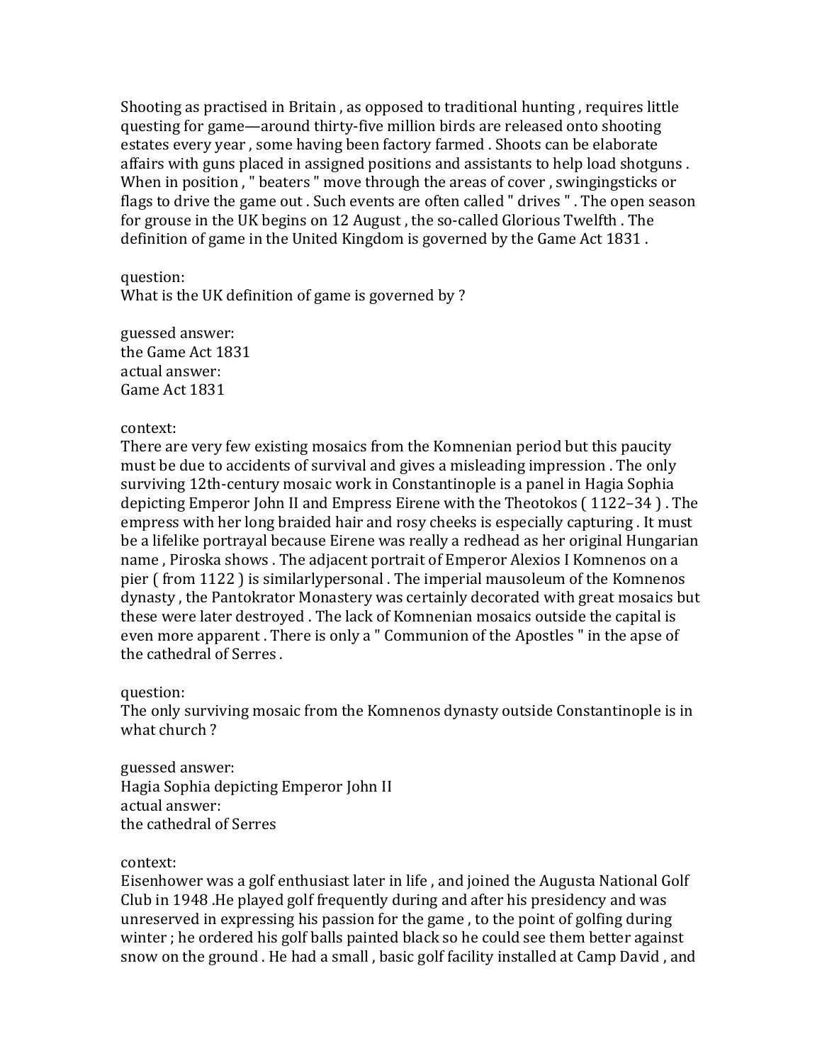Shooting as practised in Britain , as opposed to traditional hunting , requires little questing for game—around thirty-five million birds are released onto shooting estates every year , some having been factory farmed . Shoots can be elaborate affairs with guns placed in assigned positions and assistants to help load shotguns . When in position , " beaters " move through the areas of cover , swingingsticks or flags to drive the game out . Such events are often called " drives " . The open season for grouse in the UK begins on 12 August , the so-called Glorious Twelfth . The definition of game in the United Kingdom is governed by the Game Act 1831 .

question:
What is the UK definition of game is governed by ?

guessed answer:
the Game Act 1831
actual answer:
Game Act 1831

context:
There are very few existing mosaics from the Komnenian period but this paucity must be due to accidents of survival and gives a misleading impression . The only surviving 12th-century mosaic work in Constantinople is a panel in Hagia Sophia depicting Emperor John II and Empress Eirene with the Theotokos ( 1122–34 ) . The empress with her long braided hair and rosy cheeks is especially capturing . It must be a lifelike portrayal because Eirene was really a redhead as her original Hungarian name , Piroska shows . The adjacent portrait of Emperor Alexios I Komnenos on a pier ( from 1122 ) is similarlypersonal . The imperial mausoleum of the Komnenos dynasty , the Pantokrator Monastery was certainly decorated with great mosaics but these were later destroyed . The lack of Komnenian mosaics outside the capital is even more apparent . There is only a " Communion of the Apostles " in the apse of the cathedral of Serres .

question:
The only surviving mosaic from the Komnenos dynasty outside Constantinople is in what church ?

guessed answer:
Hagia Sophia depicting Emperor John II
actual answer:
the cathedral of Serres

context:
Eisenhower was a golf enthusiast later in life , and joined the Augusta National Golf Club in 1948 .He played golf frequently during and after his presidency and was unreserved in expressing his passion for the game , to the point of golfing during winter ; he ordered his golf balls painted black so he could see them better against snow on the ground . He had a small , basic golf facility installed at Camp David , and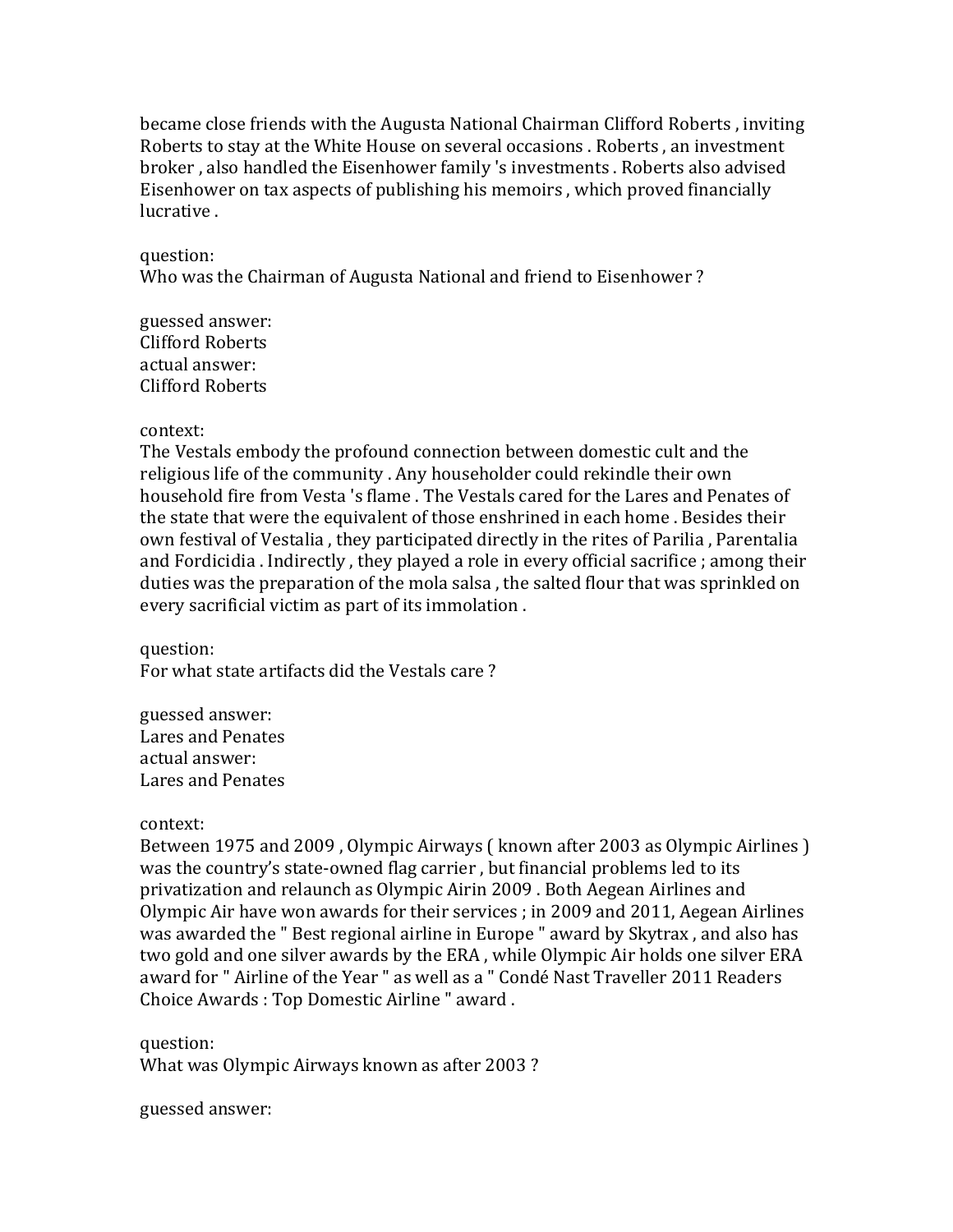became close friends with the Augusta National Chairman Clifford Roberts , inviting Roberts to stay at the White House on several occasions . Roberts , an investment broker , also handled the Eisenhower family 's investments . Roberts also advised Eisenhower on tax aspects of publishing his memoirs , which proved financially lucrative .

question:
Who was the Chairman of Augusta National and friend to Eisenhower ?

guessed answer:
Clifford Roberts
actual answer:
Clifford Roberts

context:
The Vestals embody the profound connection between domestic cult and the religious life of the community . Any householder could rekindle their own household fire from Vesta 's flame . The Vestals cared for the Lares and Penates of the state that were the equivalent of those enshrined in each home . Besides their own festival of Vestalia , they participated directly in the rites of Parilia , Parentalia and Fordicidia . Indirectly , they played a role in every official sacrifice ; among their duties was the preparation of the mola salsa , the salted flour that was sprinkled on every sacrificial victim as part of its immolation .

question:
For what state artifacts did the Vestals care ?

guessed answer:
Lares and Penates
actual answer:
Lares and Penates

context:
Between 1975 and 2009 , Olympic Airways ( known after 2003 as Olympic Airlines ) was the country's state-owned flag carrier , but financial problems led to its privatization and relaunch as Olympic Airin 2009 . Both Aegean Airlines and Olympic Air have won awards for their services ; in 2009 and 2011, Aegean Airlines was awarded the " Best regional airline in Europe " award by Skytrax , and also has two gold and one silver awards by the ERA , while Olympic Air holds one silver ERA award for " Airline of the Year " as well as a " Condé Nast Traveller 2011 Readers Choice Awards : Top Domestic Airline " award .

question:
What was Olympic Airways known as after 2003 ?

guessed answer: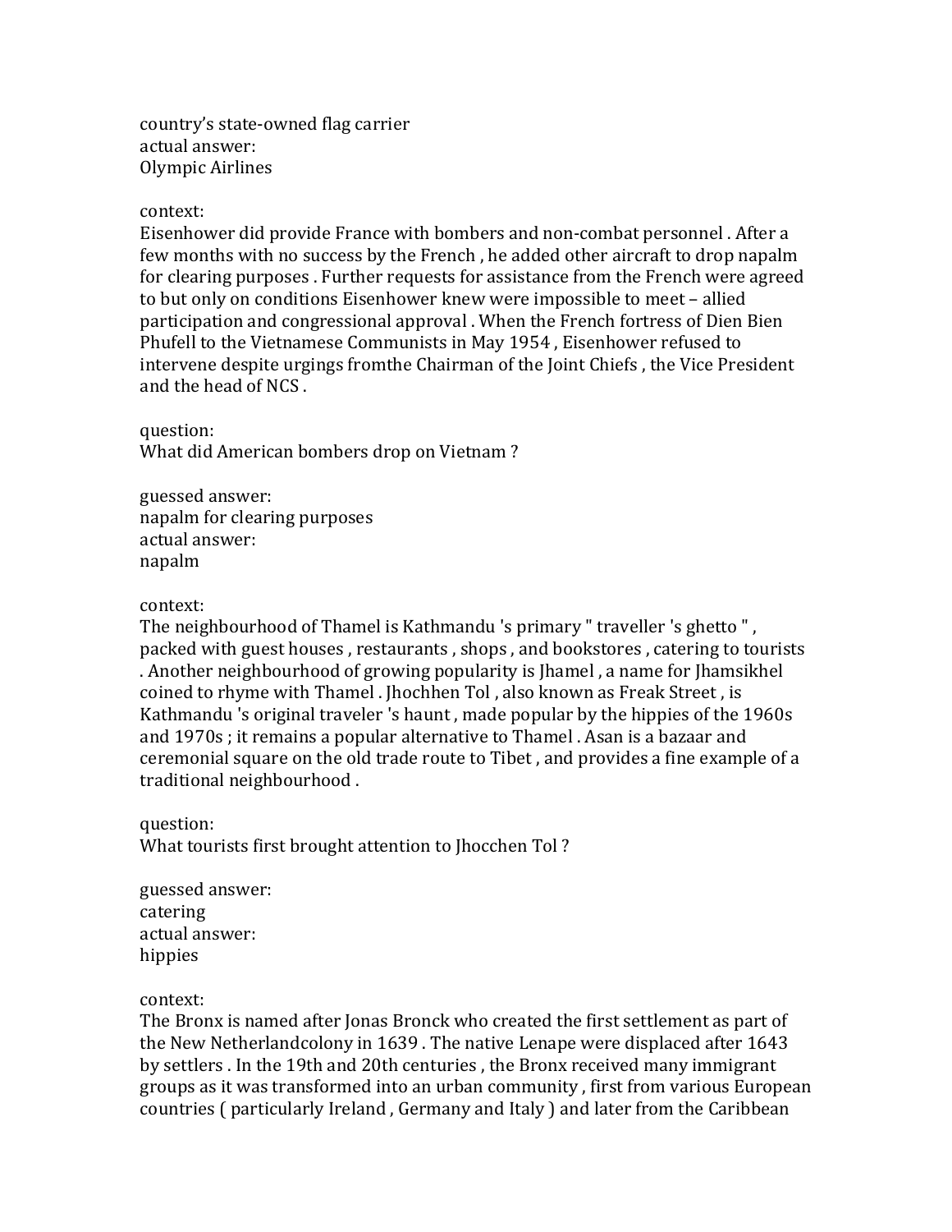country's state-owned flag carrier
actual answer:
Olympic Airlines

context:
Eisenhower did provide France with bombers and non-combat personnel . After a few months with no success by the French , he added other aircraft to drop napalm for clearing purposes . Further requests for assistance from the French were agreed to but only on conditions Eisenhower knew were impossible to meet – allied participation and congressional approval . When the French fortress of Dien Bien Phufell to the Vietnamese Communists in May 1954 , Eisenhower refused to intervene despite urgings fromthe Chairman of the Joint Chiefs , the Vice President and the head of NCS .

question:
What did American bombers drop on Vietnam ?

guessed answer:
napalm for clearing purposes
actual answer:
napalm

context:
The neighbourhood of Thamel is Kathmandu 's primary " traveller 's ghetto " , packed with guest houses , restaurants , shops , and bookstores , catering to tourists . Another neighbourhood of growing popularity is Jhamel , a name for Jhamsikhel coined to rhyme with Thamel . Jhochhen Tol , also known as Freak Street , is Kathmandu 's original traveler 's haunt , made popular by the hippies of the 1960s and 1970s ; it remains a popular alternative to Thamel . Asan is a bazaar and ceremonial square on the old trade route to Tibet , and provides a fine example of a traditional neighbourhood .

question:
What tourists first brought attention to Jhocchen Tol ?

guessed answer:
catering
actual answer:
hippies

context:
The Bronx is named after Jonas Bronck who created the first settlement as part of the New Netherlandcolony in 1639 . The native Lenape were displaced after 1643 by settlers . In the 19th and 20th centuries , the Bronx received many immigrant groups as it was transformed into an urban community , first from various European countries ( particularly Ireland , Germany and Italy ) and later from the Caribbean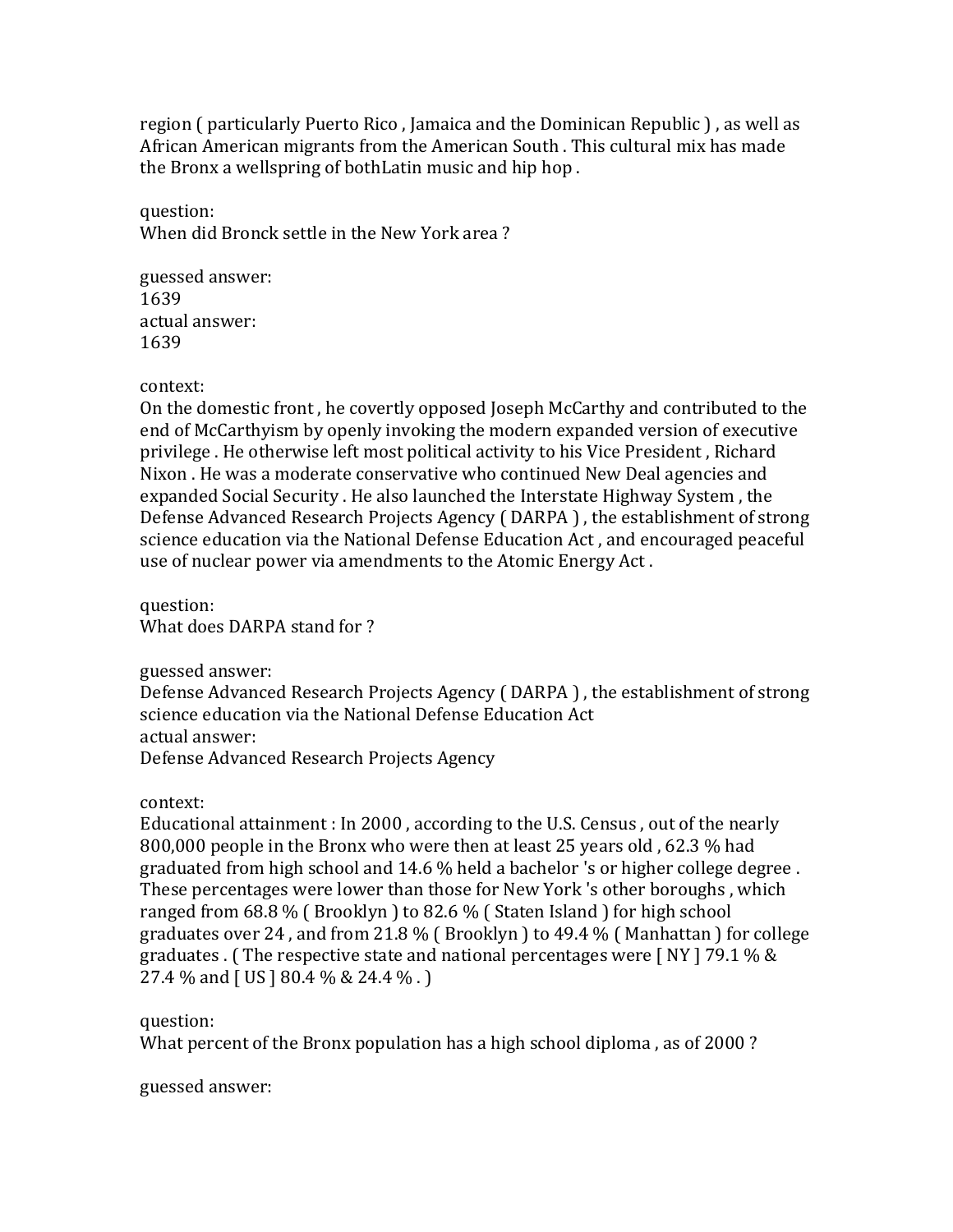region ( particularly Puerto Rico , Jamaica and the Dominican Republic ) , as well as African American migrants from the American South . This cultural mix has made the Bronx a wellspring of bothLatin music and hip hop .

question:
When did Bronck settle in the New York area ?

guessed answer:
1639
actual answer:
1639

context:
On the domestic front , he covertly opposed Joseph McCarthy and contributed to the end of McCarthyism by openly invoking the modern expanded version of executive privilege . He otherwise left most political activity to his Vice President , Richard Nixon . He was a moderate conservative who continued New Deal agencies and expanded Social Security . He also launched the Interstate Highway System , the Defense Advanced Research Projects Agency ( DARPA ) , the establishment of strong science education via the National Defense Education Act , and encouraged peaceful use of nuclear power via amendments to the Atomic Energy Act .

question:
What does DARPA stand for ?

guessed answer:
Defense Advanced Research Projects Agency ( DARPA ) , the establishment of strong science education via the National Defense Education Act
actual answer:
Defense Advanced Research Projects Agency

context:
Educational attainment : In 2000 , according to the U.S. Census , out of the nearly 800,000 people in the Bronx who were then at least 25 years old , 62.3 % had graduated from high school and 14.6 % held a bachelor 's or higher college degree . These percentages were lower than those for New York 's other boroughs , which ranged from 68.8 % ( Brooklyn ) to 82.6 % ( Staten Island ) for high school graduates over 24 , and from 21.8 % ( Brooklyn ) to 49.4 % ( Manhattan ) for college graduates . ( The respective state and national percentages were [ NY ] 79.1 % & 27.4 % and [ US ] 80.4 % & 24.4 % . )

question:
What percent of the Bronx population has a high school diploma , as of 2000 ?

guessed answer: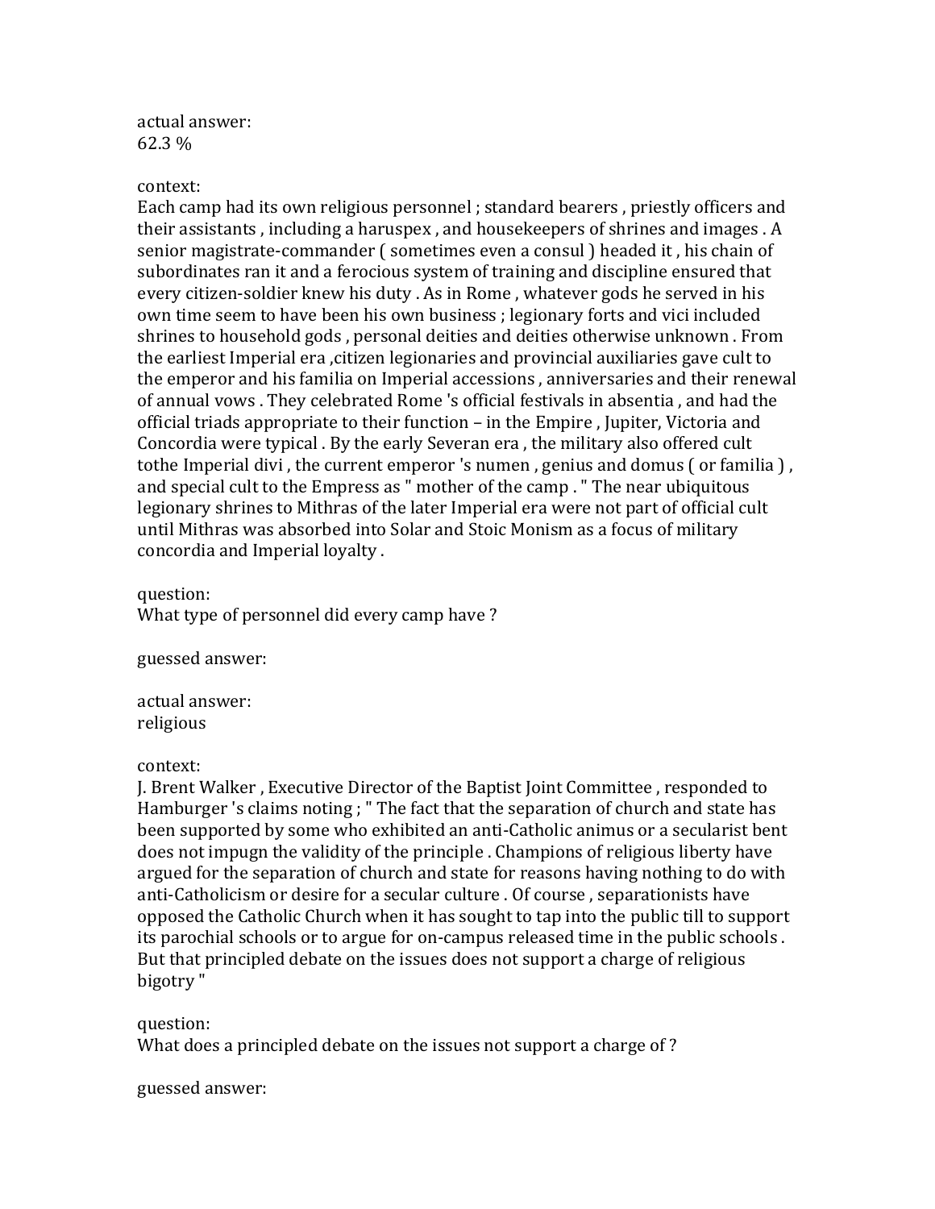actual answer:
62.3 %

context:
Each camp had its own religious personnel ; standard bearers , priestly officers and their assistants , including a haruspex , and housekeepers of shrines and images . A senior magistrate-commander ( sometimes even a consul ) headed it , his chain of subordinates ran it and a ferocious system of training and discipline ensured that every citizen-soldier knew his duty . As in Rome , whatever gods he served in his own time seem to have been his own business ; legionary forts and vici included shrines to household gods , personal deities and deities otherwise unknown . From the earliest Imperial era ,citizen legionaries and provincial auxiliaries gave cult to the emperor and his familia on Imperial accessions , anniversaries and their renewal of annual vows . They celebrated Rome 's official festivals in absentia , and had the official triads appropriate to their function – in the Empire , Jupiter, Victoria and Concordia were typical . By the early Severan era , the military also offered cult tothe Imperial divi , the current emperor 's numen , genius and domus ( or familia ) , and special cult to the Empress as " mother of the camp . " The near ubiquitous legionary shrines to Mithras of the later Imperial era were not part of official cult until Mithras was absorbed into Solar and Stoic Monism as a focus of military concordia and Imperial loyalty .

question:
What type of personnel did every camp have ?

guessed answer:

actual answer:
religious

context:
J. Brent Walker , Executive Director of the Baptist Joint Committee , responded to Hamburger 's claims noting ; " The fact that the separation of church and state has been supported by some who exhibited an anti-Catholic animus or a secularist bent does not impugn the validity of the principle . Champions of religious liberty have argued for the separation of church and state for reasons having nothing to do with anti-Catholicism or desire for a secular culture . Of course , separationists have opposed the Catholic Church when it has sought to tap into the public till to support its parochial schools or to argue for on-campus released time in the public schools . But that principled debate on the issues does not support a charge of religious bigotry "

question:
What does a principled debate on the issues not support a charge of ?

guessed answer: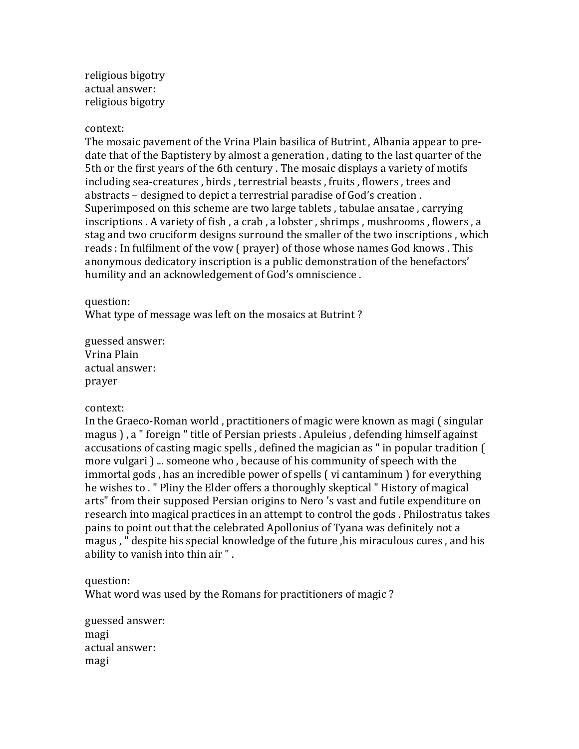religious bigotry
actual answer:
religious bigotry

context:
The mosaic pavement of the Vrina Plain basilica of Butrint , Albania appear to pre-date that of the Baptistery by almost a generation , dating to the last quarter of the 5th or the first years of the 6th century . The mosaic displays a variety of motifs including sea-creatures , birds , terrestrial beasts , fruits , flowers , trees and abstracts – designed to depict a terrestrial paradise of God's creation . Superimposed on this scheme are two large tablets , tabulae ansatae , carrying inscriptions . A variety of fish , a crab , a lobster , shrimps , mushrooms , flowers , a stag and two cruciform designs surround the smaller of the two inscriptions , which reads : In fulfilment of the vow ( prayer) of those whose names God knows . This anonymous dedicatory inscription is a public demonstration of the benefactors' humility and an acknowledgement of God's omniscience .

question:
What type of message was left on the mosaics at Butrint ?

guessed answer:
Vrina Plain
actual answer:
prayer

context:
In the Graeco-Roman world , practitioners of magic were known as magi ( singular magus ) , a " foreign " title of Persian priests . Apuleius , defending himself against accusations of casting magic spells , defined the magician as " in popular tradition ( more vulgari ) ... someone who , because of his community of speech with the immortal gods , has an incredible power of spells ( vi cantaminum ) for everything he wishes to . " Pliny the Elder offers a thoroughly skeptical " History of magical arts" from their supposed Persian origins to Nero 's vast and futile expenditure on research into magical practices in an attempt to control the gods . Philostratus takes pains to point out that the celebrated Apollonius of Tyana was definitely not a magus , " despite his special knowledge of the future ,his miraculous cures , and his ability to vanish into thin air " .

question:
What word was used by the Romans for practitioners of magic ?

guessed answer:
magi
actual answer:
magi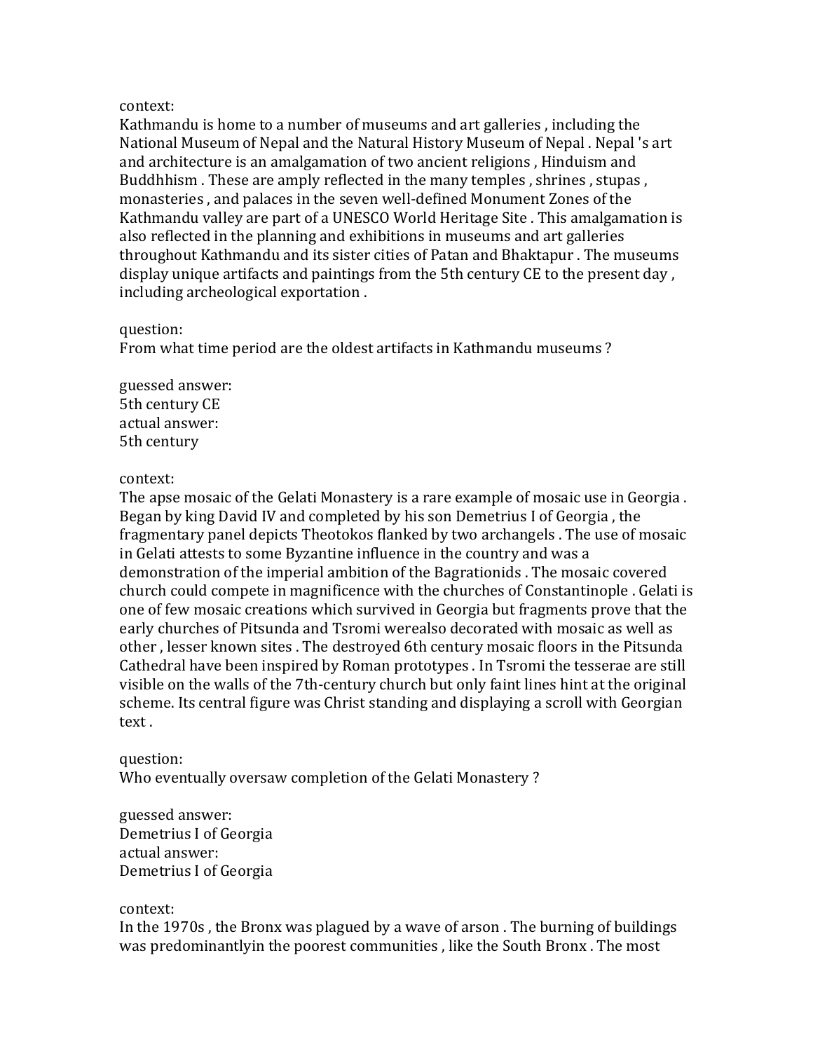context:
Kathmandu is home to a number of museums and art galleries , including the National Museum of Nepal and the Natural History Museum of Nepal . Nepal 's art and architecture is an amalgamation of two ancient religions , Hinduism and Buddhhism . These are amply reflected in the many temples , shrines , stupas , monasteries , and palaces in the seven well-defined Monument Zones of the Kathmandu valley are part of a UNESCO World Heritage Site . This amalgamation is also reflected in the planning and exhibitions in museums and art galleries throughout Kathmandu and its sister cities of Patan and Bhaktapur . The museums display unique artifacts and paintings from the 5th century CE to the present day , including archeological exportation .

question:
From what time period are the oldest artifacts in Kathmandu museums ?

guessed answer:
5th century CE
actual answer:
5th century

context:
The apse mosaic of the Gelati Monastery is a rare example of mosaic use in Georgia . Began by king David IV and completed by his son Demetrius I of Georgia , the fragmentary panel depicts Theotokos flanked by two archangels . The use of mosaic in Gelati attests to some Byzantine influence in the country and was a demonstration of the imperial ambition of the Bagrationids . The mosaic covered church could compete in magnificence with the churches of Constantinople . Gelati is one of few mosaic creations which survived in Georgia but fragments prove that the early churches of Pitsunda and Tsromi werealso decorated with mosaic as well as other , lesser known sites . The destroyed 6th century mosaic floors in the Pitsunda Cathedral have been inspired by Roman prototypes . In Tsromi the tesserae are still visible on the walls of the 7th-century church but only faint lines hint at the original scheme. Its central figure was Christ standing and displaying a scroll with Georgian text .

question:
Who eventually oversaw completion of the Gelati Monastery ?

guessed answer:
Demetrius I of Georgia
actual answer:
Demetrius I of Georgia

context:
In the 1970s , the Bronx was plagued by a wave of arson . The burning of buildings was predominantlyin the poorest communities , like the South Bronx . The most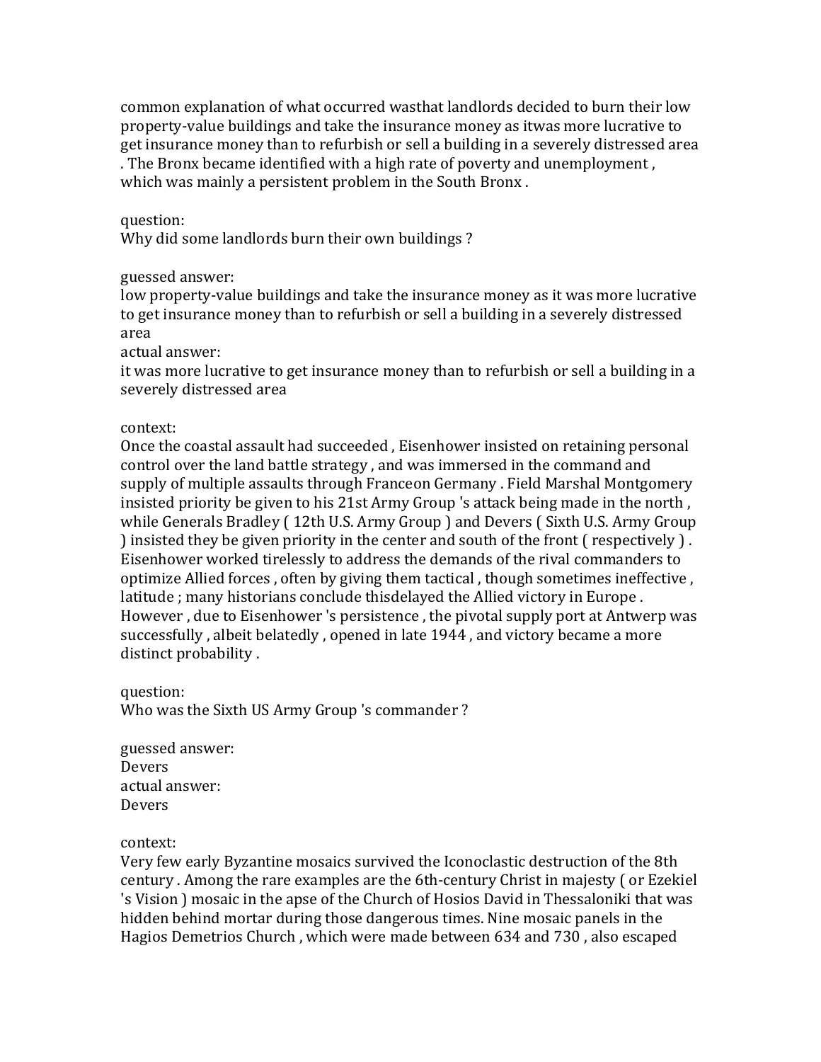common explanation of what occurred wasthat landlords decided to burn their low property-value buildings and take the insurance money as itwas more lucrative to get insurance money than to refurbish or sell a building in a severely distressed area . The Bronx became identified with a high rate of poverty and unemployment , which was mainly a persistent problem in the South Bronx .

question:
Why did some landlords burn their own buildings ?

guessed answer:
low property-value buildings and take the insurance money as it was more lucrative to get insurance money than to refurbish or sell a building in a severely distressed area
actual answer:
it was more lucrative to get insurance money than to refurbish or sell a building in a severely distressed area

context:
Once the coastal assault had succeeded , Eisenhower insisted on retaining personal control over the land battle strategy , and was immersed in the command and supply of multiple assaults through Franceon Germany . Field Marshal Montgomery insisted priority be given to his 21st Army Group 's attack being made in the north , while Generals Bradley ( 12th U.S. Army Group ) and Devers ( Sixth U.S. Army Group ) insisted they be given priority in the center and south of the front ( respectively ) . Eisenhower worked tirelessly to address the demands of the rival commanders to optimize Allied forces , often by giving them tactical , though sometimes ineffective , latitude ; many historians conclude thisdelayed the Allied victory in Europe . However , due to Eisenhower 's persistence , the pivotal supply port at Antwerp was successfully , albeit belatedly , opened in late 1944 , and victory became a more distinct probability .

question:
Who was the Sixth US Army Group 's commander ?

guessed answer:
Devers
actual answer:
Devers

context:
Very few early Byzantine mosaics survived the Iconoclastic destruction of the 8th century . Among the rare examples are the 6th-century Christ in majesty ( or Ezekiel 's Vision ) mosaic in the apse of the Church of Hosios David in Thessaloniki that was hidden behind mortar during those dangerous times. Nine mosaic panels in the Hagios Demetrios Church , which were made between 634 and 730 , also escaped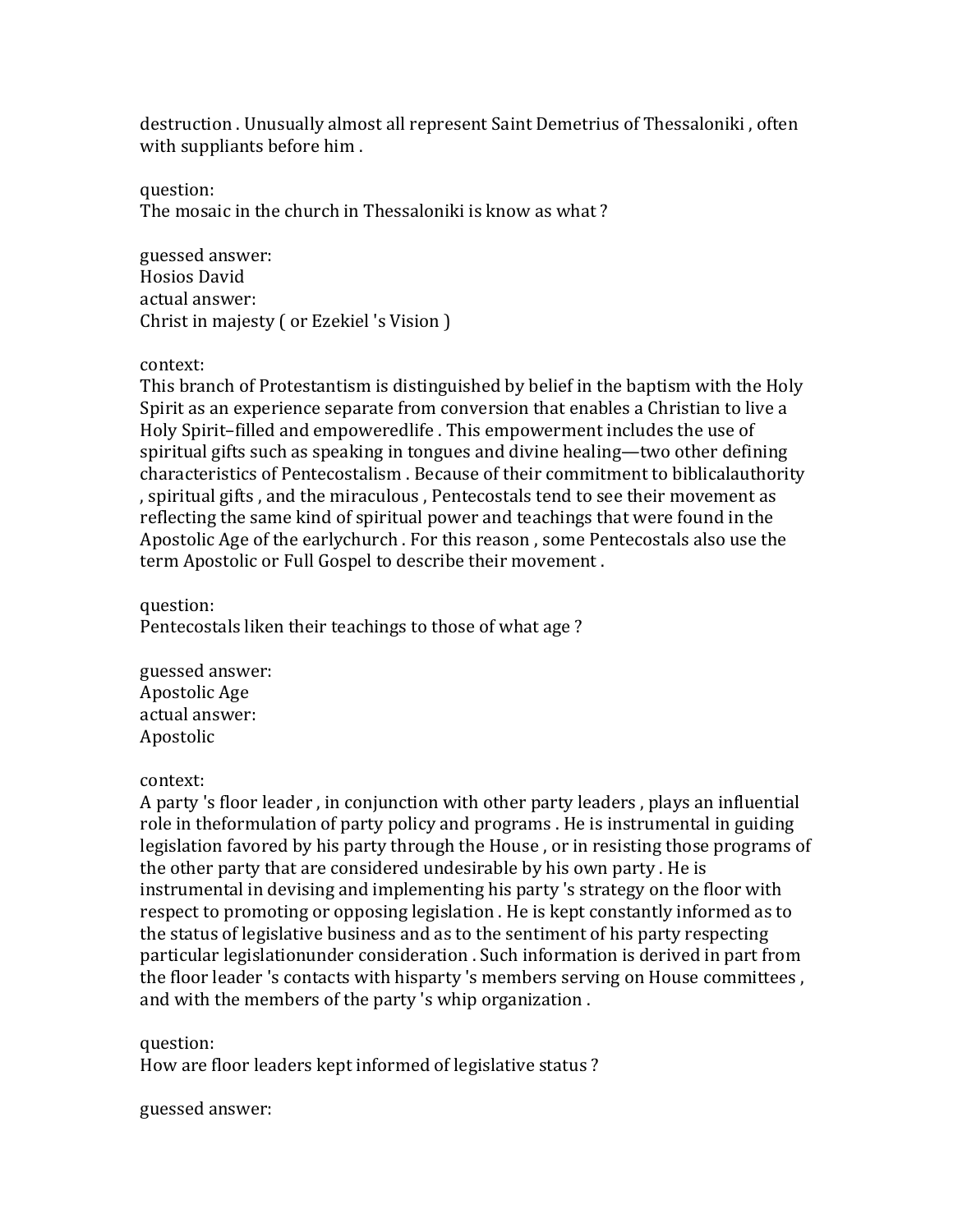destruction . Unusually almost all represent Saint Demetrius of Thessaloniki , often with suppliants before him .

question:
The mosaic in the church in Thessaloniki is know as what ?

guessed answer:
Hosios David
actual answer:
Christ in majesty ( or Ezekiel 's Vision )

context:
This branch of Protestantism is distinguished by belief in the baptism with the Holy Spirit as an experience separate from conversion that enables a Christian to live a Holy Spirit–filled and empoweredlife . This empowerment includes the use of spiritual gifts such as speaking in tongues and divine healing—two other defining characteristics of Pentecostalism . Because of their commitment to biblicalauthority , spiritual gifts , and the miraculous , Pentecostals tend to see their movement as reflecting the same kind of spiritual power and teachings that were found in the Apostolic Age of the earlychurch . For this reason , some Pentecostals also use the term Apostolic or Full Gospel to describe their movement .

question:
Pentecostals liken their teachings to those of what age ?

guessed answer:
Apostolic Age
actual answer:
Apostolic

context:
A party 's floor leader , in conjunction with other party leaders , plays an influential role in theformulation of party policy and programs . He is instrumental in guiding legislation favored by his party through the House , or in resisting those programs of the other party that are considered undesirable by his own party . He is instrumental in devising and implementing his party 's strategy on the floor with respect to promoting or opposing legislation . He is kept constantly informed as to the status of legislative business and as to the sentiment of his party respecting particular legislationunder consideration . Such information is derived in part from the floor leader 's contacts with hisparty 's members serving on House committees , and with the members of the party 's whip organization .

question:
How are floor leaders kept informed of legislative status ?

guessed answer: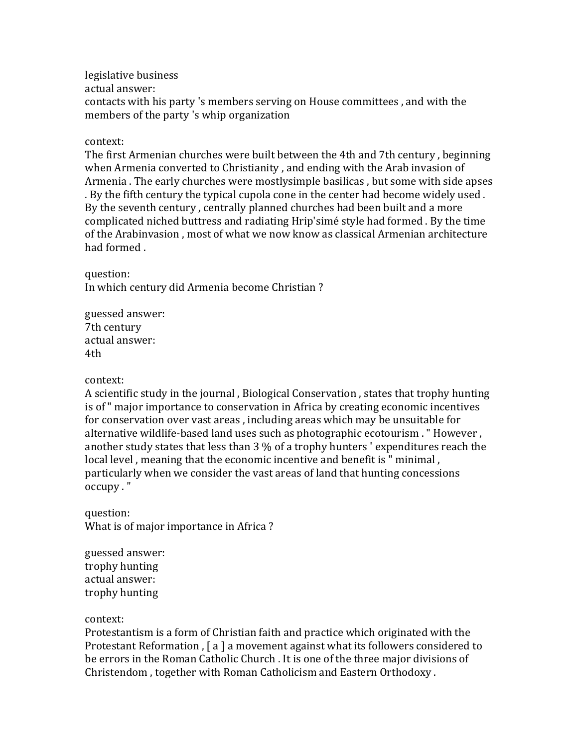legislative business
actual answer:
contacts with his party 's members serving on House committees , and with the members of the party 's whip organization

context:
The first Armenian churches were built between the 4th and 7th century , beginning when Armenia converted to Christianity , and ending with the Arab invasion of Armenia . The early churches were mostlysimple basilicas , but some with side apses . By the fifth century the typical cupola cone in the center had become widely used . By the seventh century , centrally planned churches had been built and a more complicated niched buttress and radiating Hrip'simé style had formed . By the time of the Arabinvasion , most of what we now know as classical Armenian architecture had formed .

question:
In which century did Armenia become Christian ?

guessed answer:
7th century
actual answer:
4th

context:
A scientific study in the journal , Biological Conservation , states that trophy hunting is of " major importance to conservation in Africa by creating economic incentives for conservation over vast areas , including areas which may be unsuitable for alternative wildlife-based land uses such as photographic ecotourism . " However , another study states that less than 3 % of a trophy hunters ' expenditures reach the local level , meaning that the economic incentive and benefit is " minimal , particularly when we consider the vast areas of land that hunting concessions occupy . "

question:
What is of major importance in Africa ?

guessed answer:
trophy hunting
actual answer:
trophy hunting

context:
Protestantism is a form of Christian faith and practice which originated with the Protestant Reformation , [ a ] a movement against what its followers considered to be errors in the Roman Catholic Church . It is one of the three major divisions of Christendom , together with Roman Catholicism and Eastern Orthodoxy .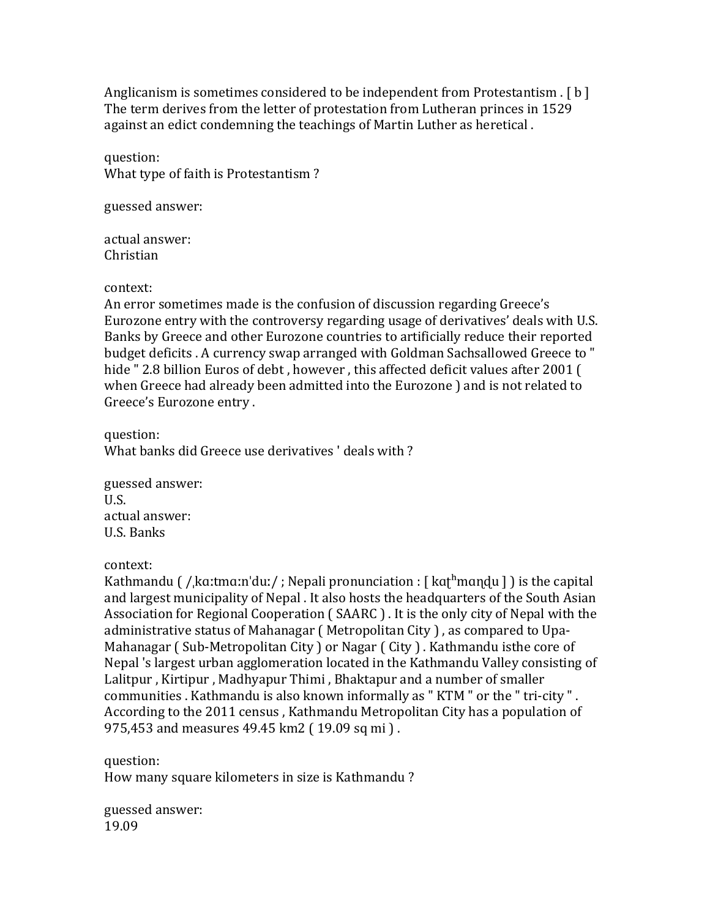Anglicanism is sometimes considered to be independent from Protestantism . [ b ] The term derives from the letter of protestation from Lutheran princes in 1529 against an edict condemning the teachings of Martin Luther as heretical .

question:
What type of faith is Protestantism ?

guessed answer:

actual answer:
Christian

context:
An error sometimes made is the confusion of discussion regarding Greece's Eurozone entry with the controversy regarding usage of derivatives' deals with U.S. Banks by Greece and other Eurozone countries to artificially reduce their reported budget deficits . A currency swap arranged with Goldman Sachsallowed Greece to " hide " 2.8 billion Euros of debt , however , this affected deficit values after 2001 ( when Greece had already been admitted into the Eurozone ) and is not related to Greece's Eurozone entry .

question:
What banks did Greece use derivatives ' deals with ?

guessed answer:
U.S.
actual answer:
U.S. Banks

context:
Kathmandu ( /ˌkɑːtmɑːnˈduː/ ; Nepali pronunciation : [ kaʈʰmaɳɖu ] ) is the capital and largest municipality of Nepal . It also hosts the headquarters of the South Asian Association for Regional Cooperation ( SAARC ) . It is the only city of Nepal with the administrative status of Mahanagar ( Metropolitan City ) , as compared to Upa-Mahanagar ( Sub-Metropolitan City ) or Nagar ( City ) . Kathmandu isthe core of Nepal 's largest urban agglomeration located in the Kathmandu Valley consisting of Lalitpur , Kirtipur , Madhyapur Thimi , Bhaktapur and a number of smaller communities . Kathmandu is also known informally as " KTM " or the " tri-city " . According to the 2011 census , Kathmandu Metropolitan City has a population of 975,453 and measures 49.45 km2 ( 19.09 sq mi ) .

question:
How many square kilometers in size is Kathmandu ?

guessed answer:
19.09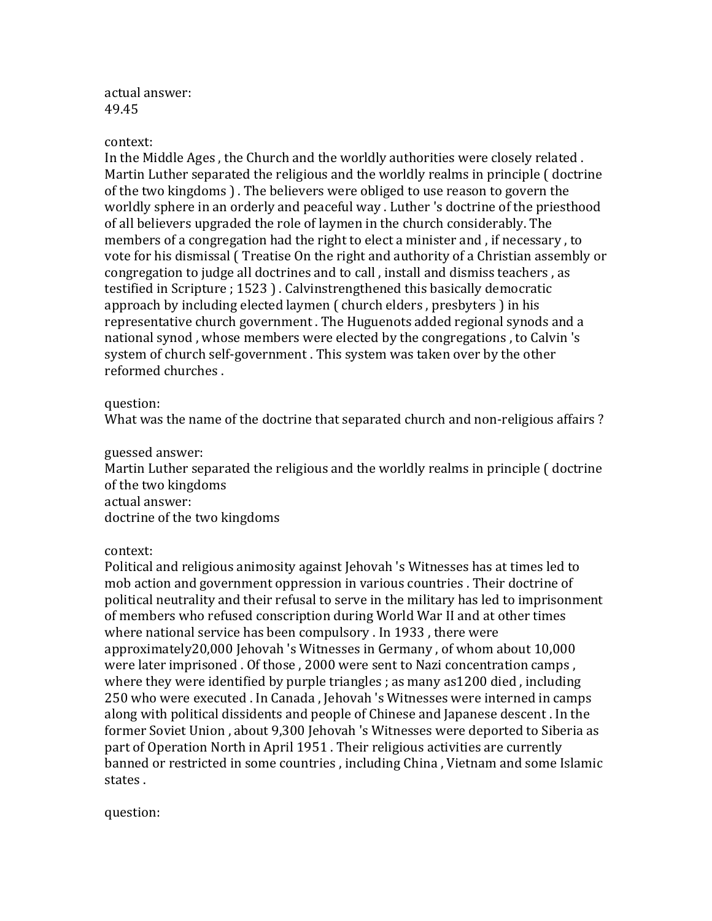actual answer:
49.45

context:
In the Middle Ages , the Church and the worldly authorities were closely related . Martin Luther separated the religious and the worldly realms in principle ( doctrine of the two kingdoms ) . The believers were obliged to use reason to govern the worldly sphere in an orderly and peaceful way . Luther 's doctrine of the priesthood of all believers upgraded the role of laymen in the church considerably. The members of a congregation had the right to elect a minister and , if necessary , to vote for his dismissal ( Treatise On the right and authority of a Christian assembly or congregation to judge all doctrines and to call , install and dismiss teachers , as testified in Scripture ; 1523 ) . Calvinstrengthened this basically democratic approach by including elected laymen ( church elders , presbyters ) in his representative church government . The Huguenots added regional synods and a national synod , whose members were elected by the congregations , to Calvin 's system of church self-government . This system was taken over by the other reformed churches .

question:
What was the name of the doctrine that separated church and non-religious affairs ?

guessed answer:
Martin Luther separated the religious and the worldly realms in principle ( doctrine of the two kingdoms
actual answer:
doctrine of the two kingdoms

context:
Political and religious animosity against Jehovah 's Witnesses has at times led to mob action and government oppression in various countries . Their doctrine of political neutrality and their refusal to serve in the military has led to imprisonment of members who refused conscription during World War II and at other times where national service has been compulsory . In 1933 , there were approximately20,000 Jehovah 's Witnesses in Germany , of whom about 10,000 were later imprisoned . Of those , 2000 were sent to Nazi concentration camps , where they were identified by purple triangles ; as many as1200 died , including 250 who were executed . In Canada , Jehovah 's Witnesses were interned in camps along with political dissidents and people of Chinese and Japanese descent . In the former Soviet Union , about 9,300 Jehovah 's Witnesses were deported to Siberia as part of Operation North in April 1951 . Their religious activities are currently banned or restricted in some countries , including China , Vietnam and some Islamic states .

question: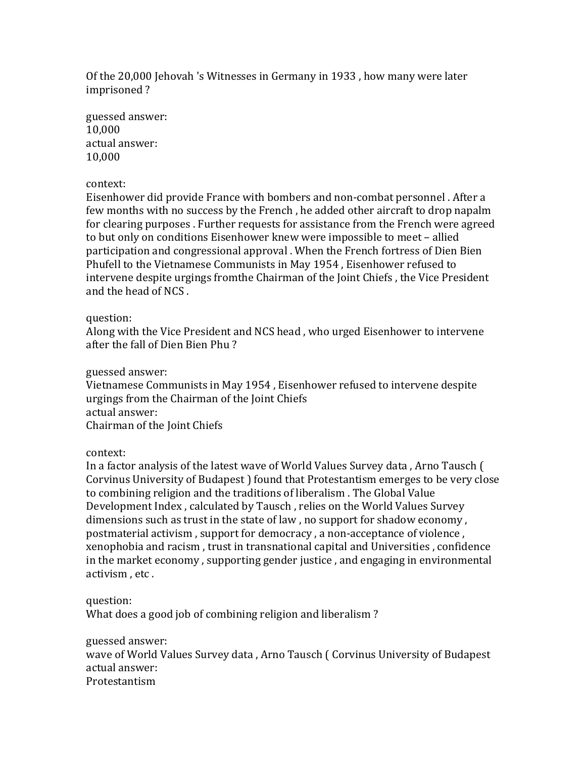Of the 20,000 Jehovah 's Witnesses in Germany in 1933 , how many were later imprisoned ?

guessed answer:
10,000
actual answer:
10,000

context:
Eisenhower did provide France with bombers and non-combat personnel . After a few months with no success by the French , he added other aircraft to drop napalm for clearing purposes . Further requests for assistance from the French were agreed to but only on conditions Eisenhower knew were impossible to meet – allied participation and congressional approval . When the French fortress of Dien Bien Phufell to the Vietnamese Communists in May 1954 , Eisenhower refused to intervene despite urgings fromthe Chairman of the Joint Chiefs , the Vice President and the head of NCS .

question:
Along with the Vice President and NCS head , who urged Eisenhower to intervene after the fall of Dien Bien Phu ?

guessed answer:
Vietnamese Communists in May 1954 , Eisenhower refused to intervene despite urgings from the Chairman of the Joint Chiefs
actual answer:
Chairman of the Joint Chiefs

context:
In a factor analysis of the latest wave of World Values Survey data , Arno Tausch ( Corvinus University of Budapest ) found that Protestantism emerges to be very close to combining religion and the traditions of liberalism . The Global Value Development Index , calculated by Tausch , relies on the World Values Survey dimensions such as trust in the state of law , no support for shadow economy , postmaterial activism , support for democracy , a non-acceptance of violence , xenophobia and racism , trust in transnational capital and Universities , confidence in the market economy , supporting gender justice , and engaging in environmental activism , etc .

question:
What does a good job of combining religion and liberalism ?

guessed answer:
wave of World Values Survey data , Arno Tausch ( Corvinus University of Budapest
actual answer:
Protestantism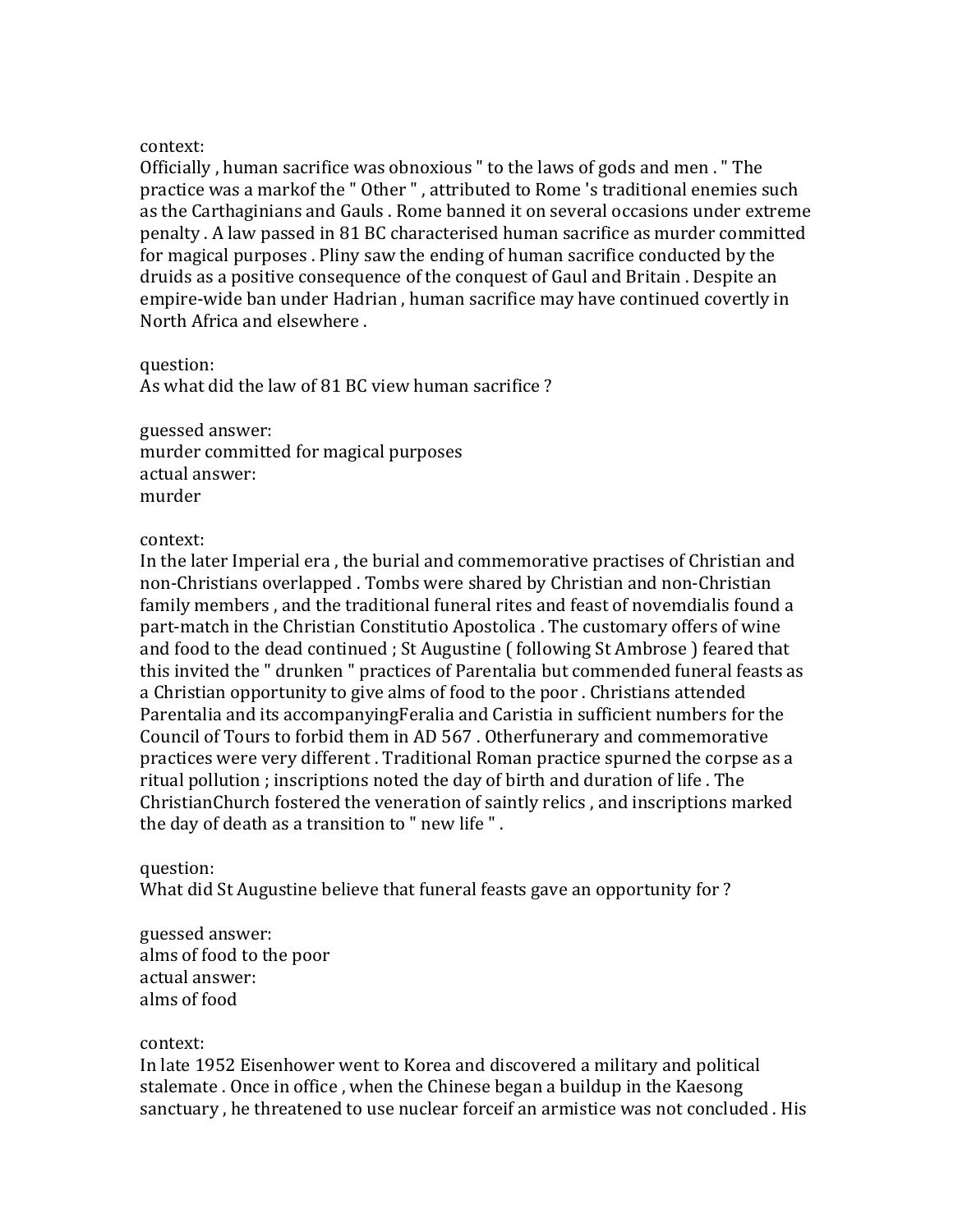context:
Officially , human sacrifice was obnoxious " to the laws of gods and men . " The practice was a markof the " Other " , attributed to Rome 's traditional enemies such as the Carthaginians and Gauls . Rome banned it on several occasions under extreme penalty . A law passed in 81 BC characterised human sacrifice as murder committed for magical purposes . Pliny saw the ending of human sacrifice conducted by the druids as a positive consequence of the conquest of Gaul and Britain . Despite an empire-wide ban under Hadrian , human sacrifice may have continued covertly in North Africa and elsewhere .

question:
As what did the law of 81 BC view human sacrifice ?

guessed answer:
murder committed for magical purposes
actual answer:
murder

context:
In the later Imperial era , the burial and commemorative practises of Christian and non-Christians overlapped . Tombs were shared by Christian and non-Christian family members , and the traditional funeral rites and feast of novemdialis found a part-match in the Christian Constitutio Apostolica . The customary offers of wine and food to the dead continued ; St Augustine ( following St Ambrose ) feared that this invited the " drunken " practices of Parentalia but commended funeral feasts as a Christian opportunity to give alms of food to the poor . Christians attended Parentalia and its accompanyingFeralia and Caristia in sufficient numbers for the Council of Tours to forbid them in AD 567 . Otherfunerary and commemorative practices were very different . Traditional Roman practice spurned the corpse as a ritual pollution ; inscriptions noted the day of birth and duration of life . The ChristianChurch fostered the veneration of saintly relics , and inscriptions marked the day of death as a transition to " new life " .

question:
What did St Augustine believe that funeral feasts gave an opportunity for ?

guessed answer:
alms of food to the poor
actual answer:
alms of food

context:
In late 1952 Eisenhower went to Korea and discovered a military and political stalemate . Once in office , when the Chinese began a buildup in the Kaesong sanctuary , he threatened to use nuclear forceif an armistice was not concluded . His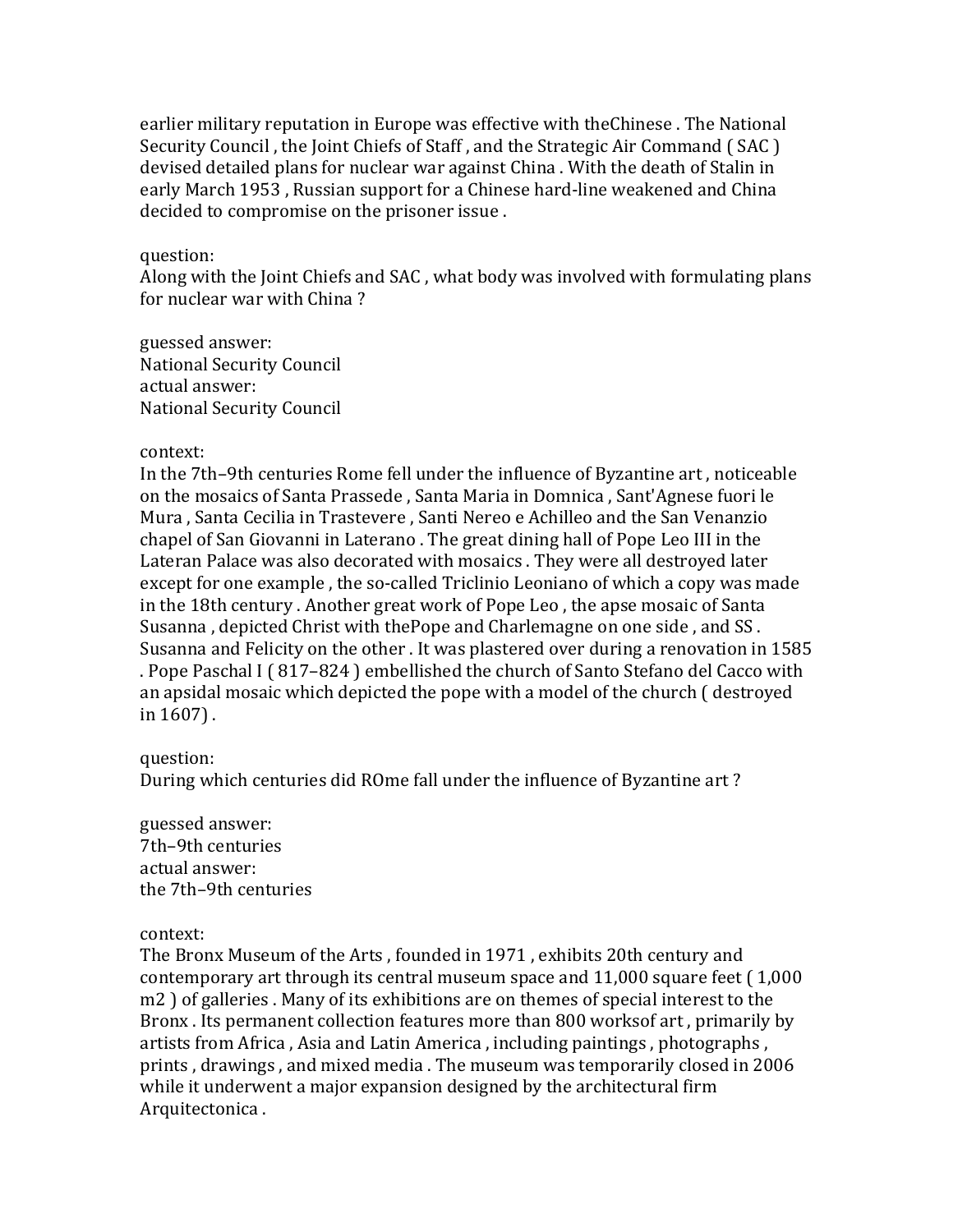earlier military reputation in Europe was effective with theChinese . The National Security Council , the Joint Chiefs of Staff , and the Strategic Air Command ( SAC ) devised detailed plans for nuclear war against China . With the death of Stalin in early March 1953 , Russian support for a Chinese hard-line weakened and China decided to compromise on the prisoner issue .

question:
Along with the Joint Chiefs and SAC , what body was involved with formulating plans for nuclear war with China ?

guessed answer:
National Security Council
actual answer:
National Security Council

context:
In the 7th–9th centuries Rome fell under the influence of Byzantine art , noticeable on the mosaics of Santa Prassede , Santa Maria in Domnica , Sant'Agnese fuori le Mura , Santa Cecilia in Trastevere , Santi Nereo e Achilleo and the San Venanzio chapel of San Giovanni in Laterano . The great dining hall of Pope Leo III in the Lateran Palace was also decorated with mosaics . They were all destroyed later except for one example , the so-called Triclinio Leoniano of which a copy was made in the 18th century . Another great work of Pope Leo , the apse mosaic of Santa Susanna , depicted Christ with thePope and Charlemagne on one side , and SS . Susanna and Felicity on the other . It was plastered over during a renovation in 1585 . Pope Paschal I ( 817–824 ) embellished the church of Santo Stefano del Cacco with an apsidal mosaic which depicted the pope with a model of the church ( destroyed in 1607 ) .

question:
During which centuries did ROme fall under the influence of Byzantine art ?

guessed answer:
7th–9th centuries
actual answer:
the 7th–9th centuries

context:
The Bronx Museum of the Arts , founded in 1971 , exhibits 20th century and contemporary art through its central museum space and 11,000 square feet ( 1,000 m2 ) of galleries . Many of its exhibitions are on themes of special interest to the Bronx . Its permanent collection features more than 800 worksof art , primarily by artists from Africa , Asia and Latin America , including paintings , photographs , prints , drawings , and mixed media . The museum was temporarily closed in 2006 while it underwent a major expansion designed by the architectural firm Arquitectonica .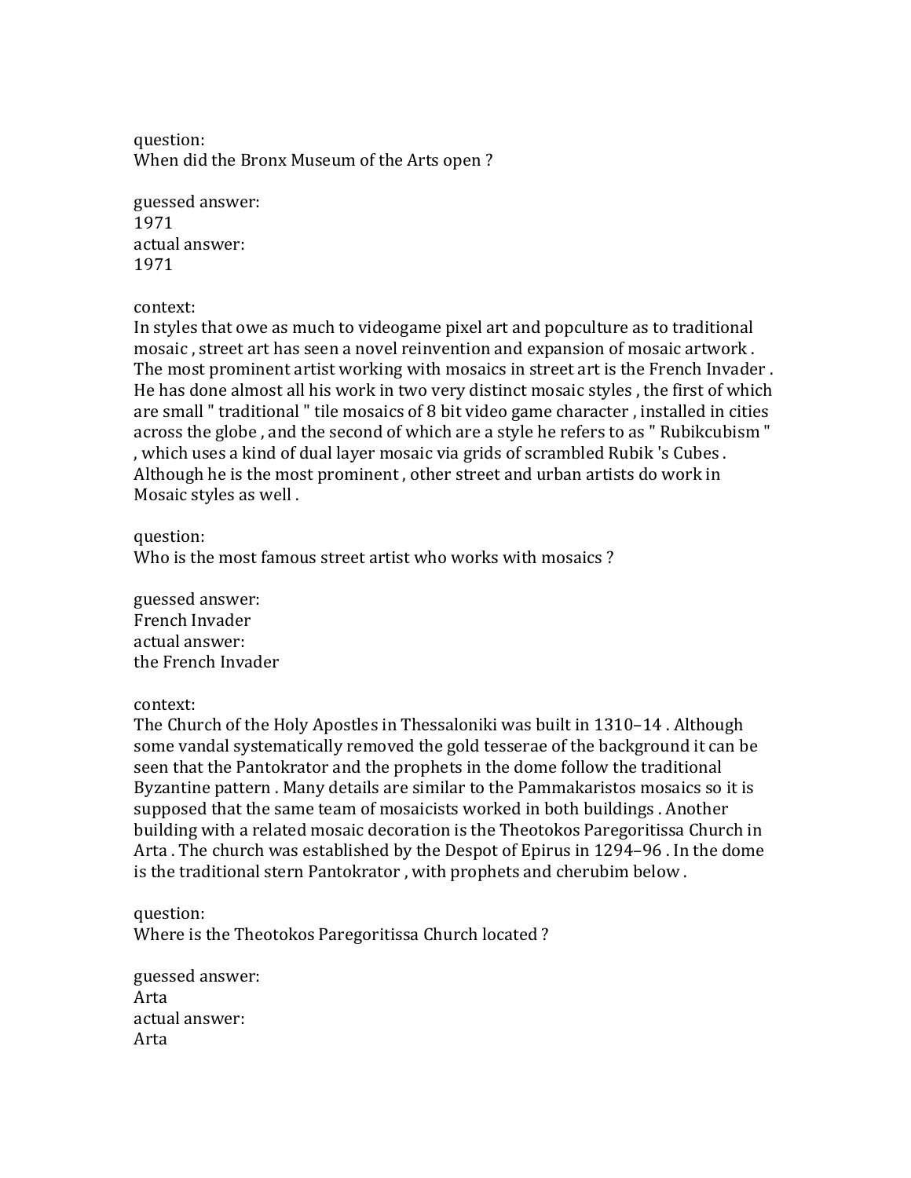question:
When did the Bronx Museum of the Arts open ?

guessed answer:
1971
actual answer:
1971

context:
In styles that owe as much to videogame pixel art and popculture as to traditional mosaic , street art has seen a novel reinvention and expansion of mosaic artwork . The most prominent artist working with mosaics in street art is the French Invader . He has done almost all his work in two very distinct mosaic styles , the first of which are small " traditional " tile mosaics of 8 bit video game character , installed in cities across the globe , and the second of which are a style he refers to as " Rubikcubism " , which uses a kind of dual layer mosaic via grids of scrambled Rubik 's Cubes . Although he is the most prominent , other street and urban artists do work in Mosaic styles as well .

question:
Who is the most famous street artist who works with mosaics ?

guessed answer:
French Invader
actual answer:
the French Invader

context:
The Church of the Holy Apostles in Thessaloniki was built in 1310–14 . Although some vandal systematically removed the gold tesserae of the background it can be seen that the Pantokrator and the prophets in the dome follow the traditional Byzantine pattern . Many details are similar to the Pammakaristos mosaics so it is supposed that the same team of mosaicists worked in both buildings . Another building with a related mosaic decoration is the Theotokos Paregoritissa Church in Arta . The church was established by the Despot of Epirus in 1294–96 . In the dome is the traditional stern Pantokrator , with prophets and cherubim below .

question:
Where is the Theotokos Paregoritissa Church located ?

guessed answer:
Arta
actual answer:
Arta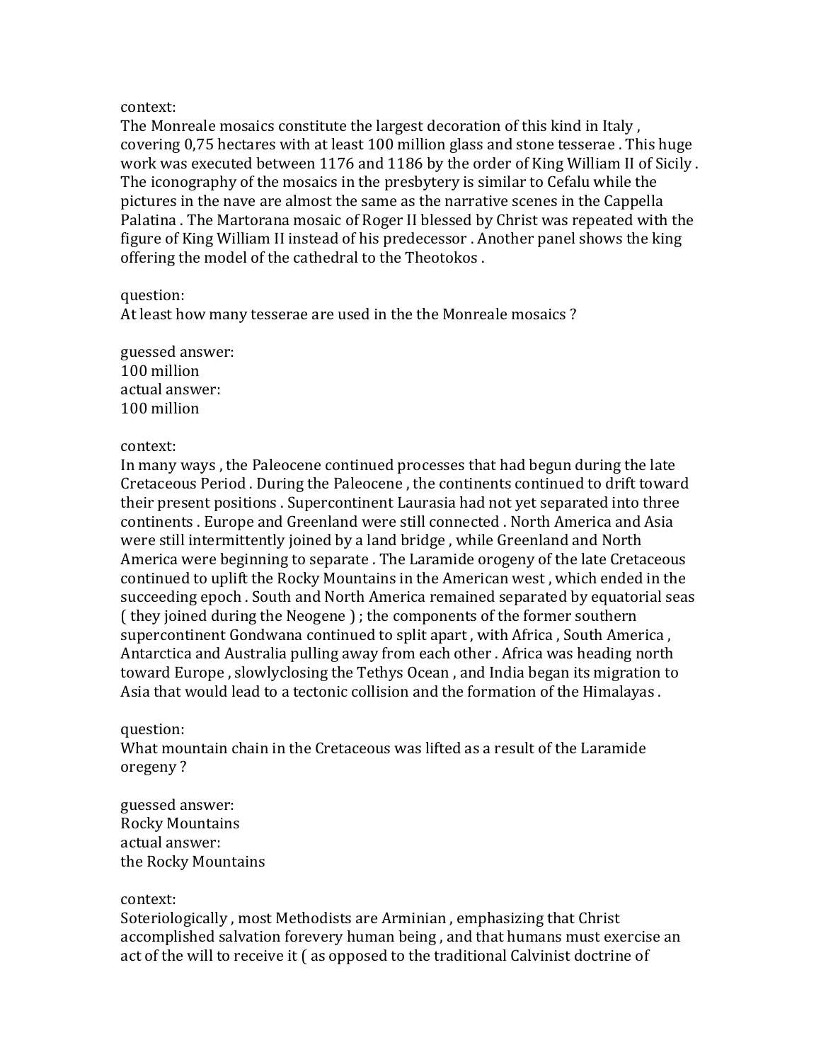context:
The Monreale mosaics constitute the largest decoration of this kind in Italy , covering 0,75 hectares with at least 100 million glass and stone tesserae . This huge work was executed between 1176 and 1186 by the order of King William II of Sicily . The iconography of the mosaics in the presbytery is similar to Cefalu while the pictures in the nave are almost the same as the narrative scenes in the Cappella Palatina . The Martorana mosaic of Roger II blessed by Christ was repeated with the figure of King William II instead of his predecessor . Another panel shows the king offering the model of the cathedral to the Theotokos .

question:
At least how many tesserae are used in the the Monreale mosaics ?

guessed answer:
100 million
actual answer:
100 million

context:
In many ways , the Paleocene continued processes that had begun during the late Cretaceous Period . During the Paleocene , the continents continued to drift toward their present positions . Supercontinent Laurasia had not yet separated into three continents . Europe and Greenland were still connected . North America and Asia were still intermittently joined by a land bridge , while Greenland and North America were beginning to separate . The Laramide orogeny of the late Cretaceous continued to uplift the Rocky Mountains in the American west , which ended in the succeeding epoch . South and North America remained separated by equatorial seas ( they joined during the Neogene ) ; the components of the former southern supercontinent Gondwana continued to split apart , with Africa , South America , Antarctica and Australia pulling away from each other . Africa was heading north toward Europe , slowlyclosing the Tethys Ocean , and India began its migration to Asia that would lead to a tectonic collision and the formation of the Himalayas .

question:
What mountain chain in the Cretaceous was lifted as a result of the Laramide oregeny ?

guessed answer:
Rocky Mountains
actual answer:
the Rocky Mountains

context:
Soteriologically , most Methodists are Arminian , emphasizing that Christ accomplished salvation forevery human being , and that humans must exercise an act of the will to receive it ( as opposed to the traditional Calvinist doctrine of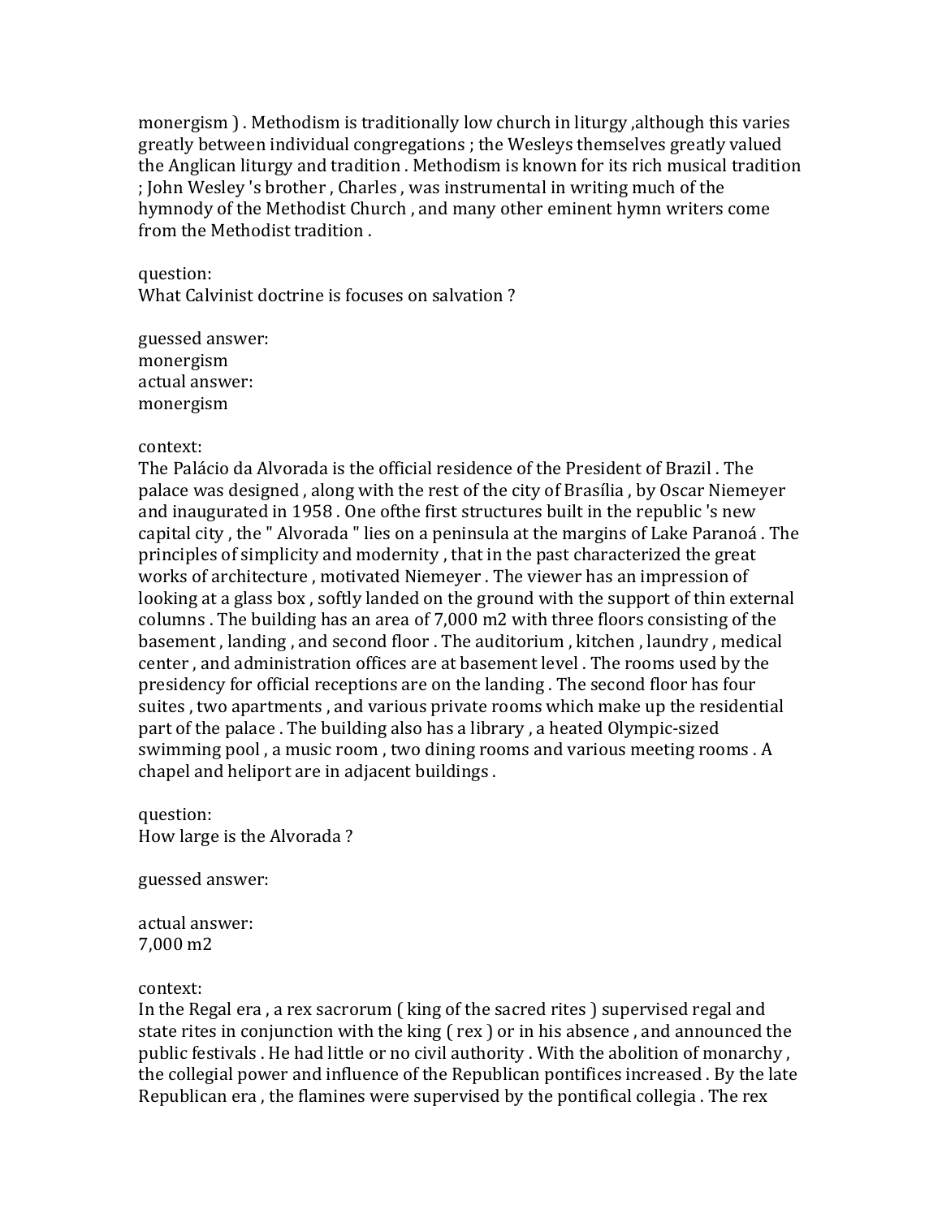monergism ) . Methodism is traditionally low church in liturgy ,although this varies greatly between individual congregations ; the Wesleys themselves greatly valued the Anglican liturgy and tradition . Methodism is known for its rich musical tradition ; John Wesley 's brother , Charles , was instrumental in writing much of the hymnody of the Methodist Church , and many other eminent hymn writers come from the Methodist tradition .

question:
What Calvinist doctrine is focuses on salvation ?

guessed answer:
monergism
actual answer:
monergism

context:
The Palácio da Alvorada is the official residence of the President of Brazil . The palace was designed , along with the rest of the city of Brasília , by Oscar Niemeyer and inaugurated in 1958 . One ofthe first structures built in the republic 's new capital city , the " Alvorada " lies on a peninsula at the margins of Lake Paranoá . The principles of simplicity and modernity , that in the past characterized the great works of architecture , motivated Niemeyer . The viewer has an impression of looking at a glass box , softly landed on the ground with the support of thin external columns . The building has an area of 7,000 m2 with three floors consisting of the basement , landing , and second floor . The auditorium , kitchen , laundry , medical center , and administration offices are at basement level . The rooms used by the presidency for official receptions are on the landing . The second floor has four suites , two apartments , and various private rooms which make up the residential part of the palace . The building also has a library , a heated Olympic-sized swimming pool , a music room , two dining rooms and various meeting rooms . A chapel and heliport are in adjacent buildings .

question:
How large is the Alvorada ?

guessed answer:

actual answer:
7,000 m2

context:
In the Regal era , a rex sacrorum ( king of the sacred rites ) supervised regal and state rites in conjunction with the king ( rex ) or in his absence , and announced the public festivals . He had little or no civil authority . With the abolition of monarchy , the collegial power and influence of the Republican pontifices increased . By the late Republican era , the flamines were supervised by the pontifical collegia . The rex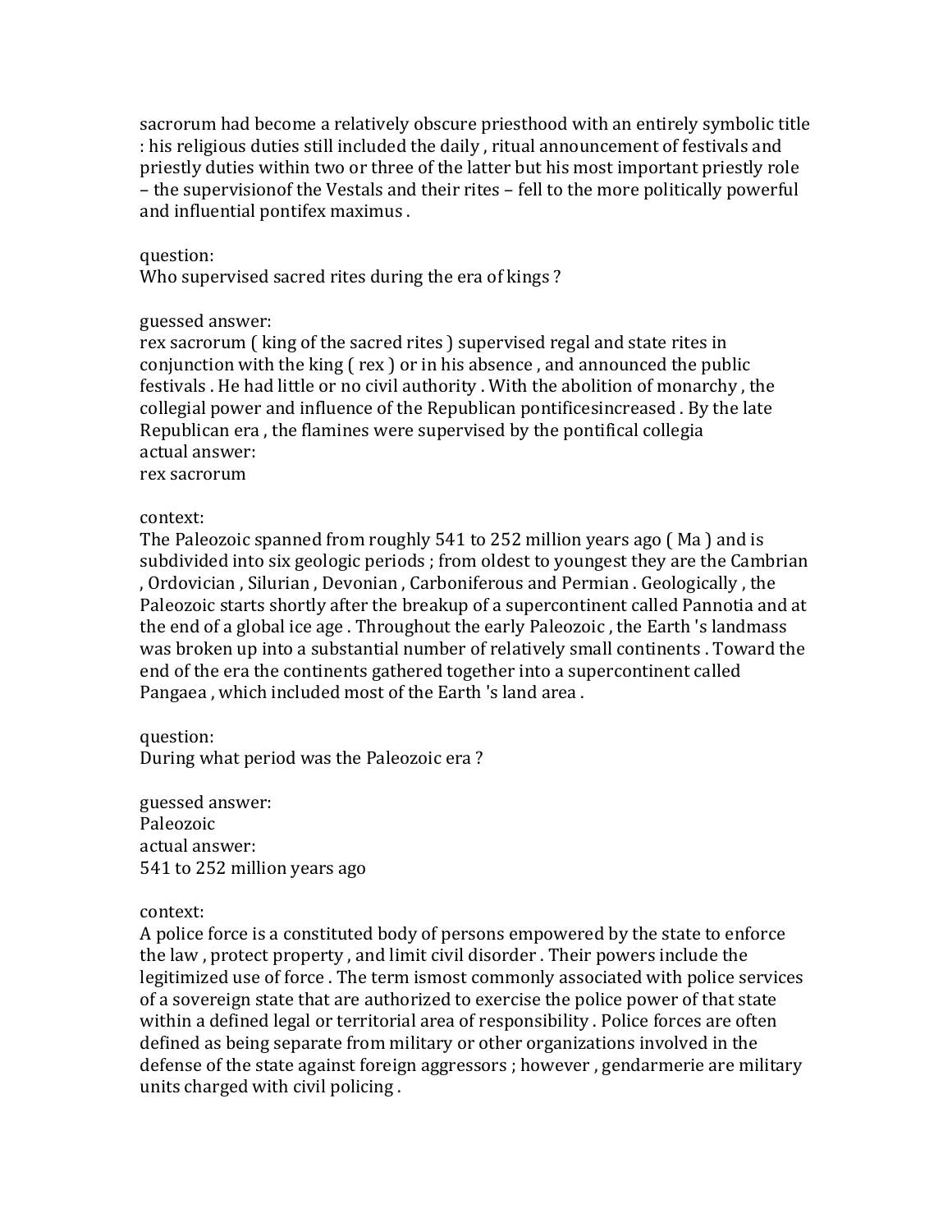sacrorum had become a relatively obscure priesthood with an entirely symbolic title : his religious duties still included the daily , ritual announcement of festivals and priestly duties within two or three of the latter but his most important priestly role – the supervisionof the Vestals and their rites – fell to the more politically powerful and influential pontifex maximus .

question:
Who supervised sacred rites during the era of kings ?

guessed answer:
rex sacrorum ( king of the sacred rites ) supervised regal and state rites in conjunction with the king ( rex ) or in his absence , and announced the public festivals . He had little or no civil authority . With the abolition of monarchy , the collegial power and influence of the Republican pontificesincreased . By the late Republican era , the flamines were supervised by the pontifical collegia
actual answer:
rex sacrorum

context:
The Paleozoic spanned from roughly 541 to 252 million years ago ( Ma ) and is subdivided into six geologic periods ; from oldest to youngest they are the Cambrian , Ordovician , Silurian , Devonian , Carboniferous and Permian . Geologically , the Paleozoic starts shortly after the breakup of a supercontinent called Pannotia and at the end of a global ice age . Throughout the early Paleozoic , the Earth 's landmass was broken up into a substantial number of relatively small continents . Toward the end of the era the continents gathered together into a supercontinent called Pangaea , which included most of the Earth 's land area .

question:
During what period was the Paleozoic era ?

guessed answer:
Paleozoic
actual answer:
541 to 252 million years ago

context:
A police force is a constituted body of persons empowered by the state to enforce the law , protect property , and limit civil disorder . Their powers include the legitimized use of force . The term ismost commonly associated with police services of a sovereign state that are authorized to exercise the police power of that state within a defined legal or territorial area of responsibility . Police forces are often defined as being separate from military or other organizations involved in the defense of the state against foreign aggressors ; however , gendarmerie are military units charged with civil policing .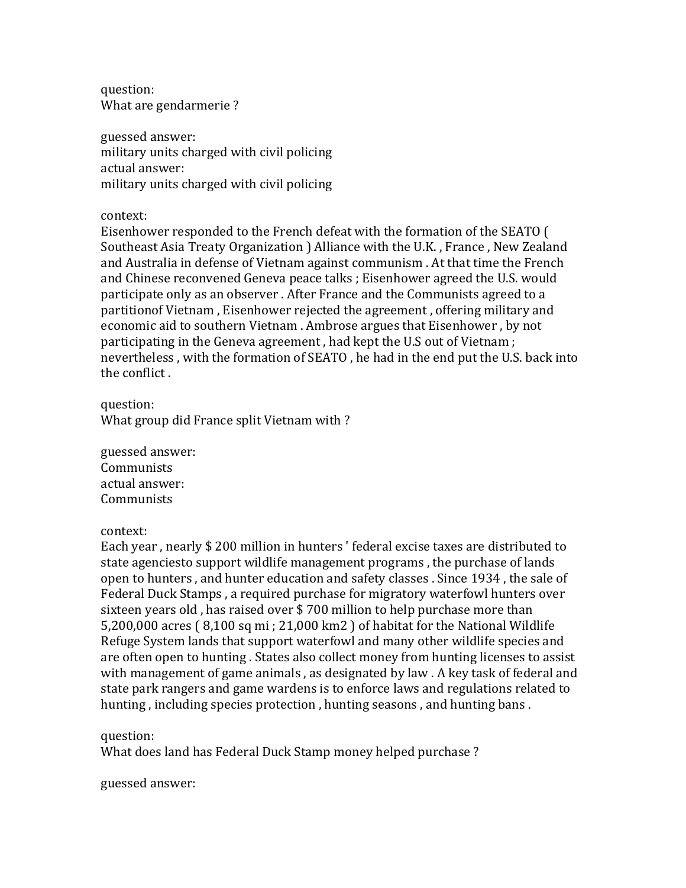question:
What are gendarmerie ?

guessed answer:
military units charged with civil policing
actual answer:
military units charged with civil policing

context:
Eisenhower responded to the French defeat with the formation of the SEATO ( Southeast Asia Treaty Organization ) Alliance with the U.K. , France , New Zealand and Australia in defense of Vietnam against communism . At that time the French and Chinese reconvened Geneva peace talks ; Eisenhower agreed the U.S. would participate only as an observer . After France and the Communists agreed to a partitionof Vietnam , Eisenhower rejected the agreement , offering military and economic aid to southern Vietnam . Ambrose argues that Eisenhower , by not participating in the Geneva agreement , had kept the U.S out of Vietnam ; nevertheless , with the formation of SEATO , he had in the end put the U.S. back into the conflict .

question:
What group did France split Vietnam with ?

guessed answer:
Communists
actual answer:
Communists

context:
Each year , nearly $ 200 million in hunters ' federal excise taxes are distributed to state agenciesto support wildlife management programs , the purchase of lands open to hunters , and hunter education and safety classes . Since 1934 , the sale of Federal Duck Stamps , a required purchase for migratory waterfowl hunters over sixteen years old , has raised over $ 700 million to help purchase more than 5,200,000 acres ( 8,100 sq mi ; 21,000 km2 ) of habitat for the National Wildlife Refuge System lands that support waterfowl and many other wildlife species and are often open to hunting . States also collect money from hunting licenses to assist with management of game animals , as designated by law . A key task of federal and state park rangers and game wardens is to enforce laws and regulations related to hunting , including species protection , hunting seasons , and hunting bans .

question:
What does land has Federal Duck Stamp money helped purchase ?

guessed answer: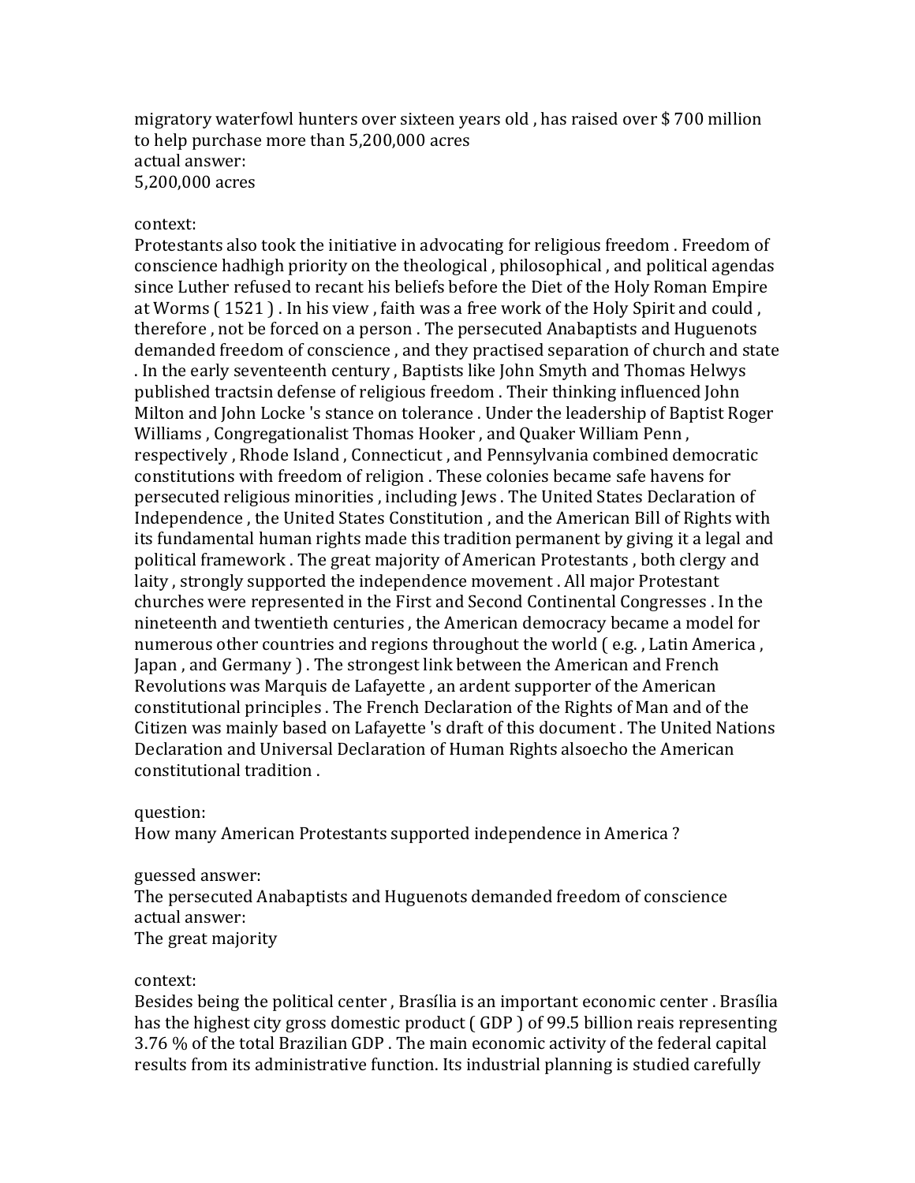migratory waterfowl hunters over sixteen years old , has raised over $ 700 million to help purchase more than 5,200,000 acres
actual answer:
5,200,000 acres

context:
Protestants also took the initiative in advocating for religious freedom . Freedom of conscience hadhigh priority on the theological , philosophical , and political agendas since Luther refused to recant his beliefs before the Diet of the Holy Roman Empire at Worms ( 1521 ) . In his view , faith was a free work of the Holy Spirit and could , therefore , not be forced on a person . The persecuted Anabaptists and Huguenots demanded freedom of conscience , and they practised separation of church and state . In the early seventeenth century , Baptists like John Smyth and Thomas Helwys published tractsin defense of religious freedom . Their thinking influenced John Milton and John Locke 's stance on tolerance . Under the leadership of Baptist Roger Williams , Congregationalist Thomas Hooker , and Quaker William Penn , respectively , Rhode Island , Connecticut , and Pennsylvania combined democratic constitutions with freedom of religion . These colonies became safe havens for persecuted religious minorities , including Jews . The United States Declaration of Independence , the United States Constitution , and the American Bill of Rights with its fundamental human rights made this tradition permanent by giving it a legal and political framework . The great majority of American Protestants , both clergy and laity , strongly supported the independence movement . All major Protestant churches were represented in the First and Second Continental Congresses . In the nineteenth and twentieth centuries , the American democracy became a model for numerous other countries and regions throughout the world ( e.g. , Latin America , Japan , and Germany ) . The strongest link between the American and French Revolutions was Marquis de Lafayette , an ardent supporter of the American constitutional principles . The French Declaration of the Rights of Man and of the Citizen was mainly based on Lafayette 's draft of this document . The United Nations Declaration and Universal Declaration of Human Rights alsoecho the American constitutional tradition .

question:
How many American Protestants supported independence in America ?

guessed answer:
The persecuted Anabaptists and Huguenots demanded freedom of conscience
actual answer:
The great majority

context:
Besides being the political center , Brasília is an important economic center . Brasília has the highest city gross domestic product ( GDP ) of 99.5 billion reais representing 3.76 % of the total Brazilian GDP . The main economic activity of the federal capital results from its administrative function. Its industrial planning is studied carefully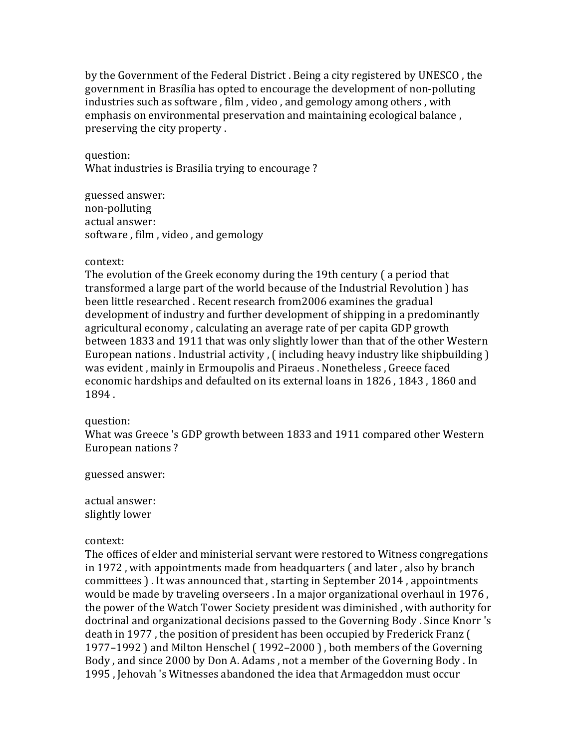by the Government of the Federal District . Being a city registered by UNESCO , the government in Brasília has opted to encourage the development of non-polluting industries such as software , film , video , and gemology among others , with emphasis on environmental preservation and maintaining ecological balance , preserving the city property .

question:
What industries is Brasilia trying to encourage ?

guessed answer:
non-polluting
actual answer:
software , film , video , and gemology

context:
The evolution of the Greek economy during the 19th century ( a period that transformed a large part of the world because of the Industrial Revolution ) has been little researched . Recent research from2006 examines the gradual development of industry and further development of shipping in a predominantly agricultural economy , calculating an average rate of per capita GDP growth between 1833 and 1911 that was only slightly lower than that of the other Western European nations . Industrial activity , ( including heavy industry like shipbuilding ) was evident , mainly in Ermoupolis and Piraeus . Nonetheless , Greece faced economic hardships and defaulted on its external loans in 1826 , 1843 , 1860 and 1894 .

question:
What was Greece 's GDP growth between 1833 and 1911 compared other Western European nations ?

guessed answer:

actual answer:
slightly lower

context:
The offices of elder and ministerial servant were restored to Witness congregations in 1972 , with appointments made from headquarters ( and later , also by branch committees ) . It was announced that , starting in September 2014 , appointments would be made by traveling overseers . In a major organizational overhaul in 1976 , the power of the Watch Tower Society president was diminished , with authority for doctrinal and organizational decisions passed to the Governing Body . Since Knorr 's death in 1977 , the position of president has been occupied by Frederick Franz ( 1977–1992 ) and Milton Henschel ( 1992–2000 ) , both members of the Governing Body , and since 2000 by Don A. Adams , not a member of the Governing Body . In 1995 , Jehovah 's Witnesses abandoned the idea that Armageddon must occur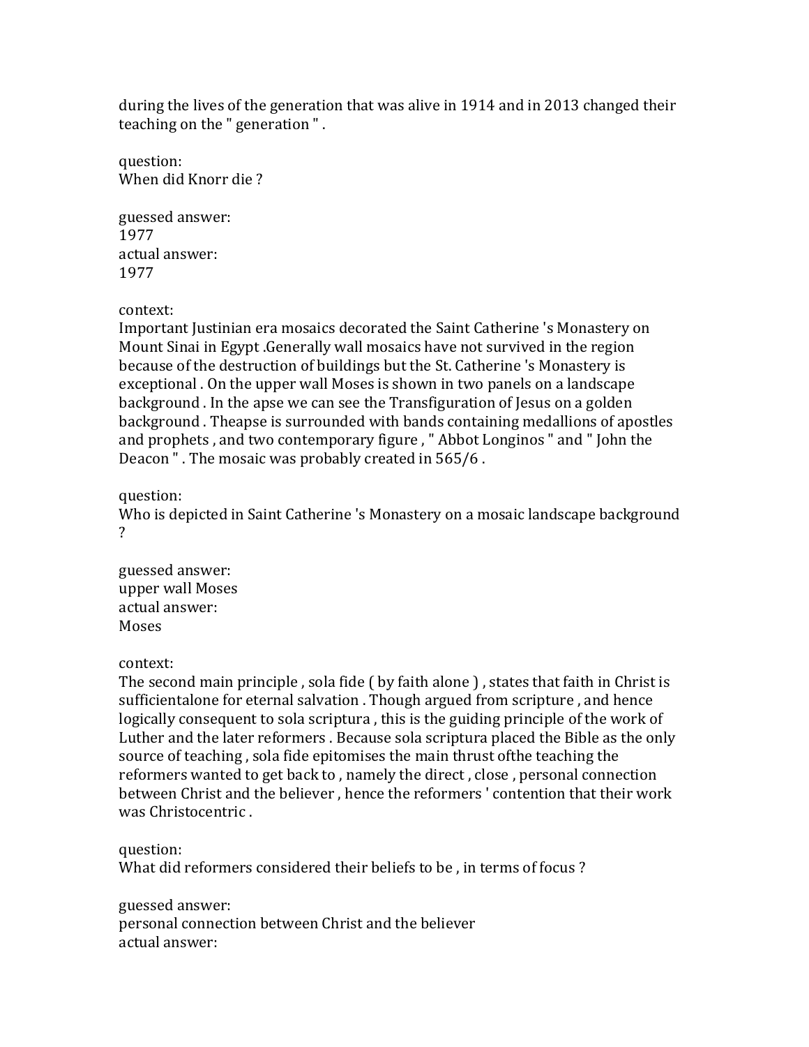during the lives of the generation that was alive in 1914 and in 2013 changed their teaching on the " generation " .

question:
When did Knorr die ?

guessed answer:
1977
actual answer:
1977

context:
Important Justinian era mosaics decorated the Saint Catherine 's Monastery on Mount Sinai in Egypt .Generally wall mosaics have not survived in the region because of the destruction of buildings but the St. Catherine 's Monastery is exceptional . On the upper wall Moses is shown in two panels on a landscape background . In the apse we can see the Transfiguration of Jesus on a golden background . Theapse is surrounded with bands containing medallions of apostles and prophets , and two contemporary figure , " Abbot Longinos " and " John the Deacon " . The mosaic was probably created in 565/6 .

question:
Who is depicted in Saint Catherine 's Monastery on a mosaic landscape background ?

guessed answer:
upper wall Moses
actual answer:
Moses

context:
The second main principle , sola fide ( by faith alone ) , states that faith in Christ is sufficientalone for eternal salvation . Though argued from scripture , and hence logically consequent to sola scriptura , this is the guiding principle of the work of Luther and the later reformers . Because sola scriptura placed the Bible as the only source of teaching , sola fide epitomises the main thrust ofthe teaching the reformers wanted to get back to , namely the direct , close , personal connection between Christ and the believer , hence the reformers ' contention that their work was Christocentric .

question:
What did reformers considered their beliefs to be , in terms of focus ?

guessed answer:
personal connection between Christ and the believer
actual answer: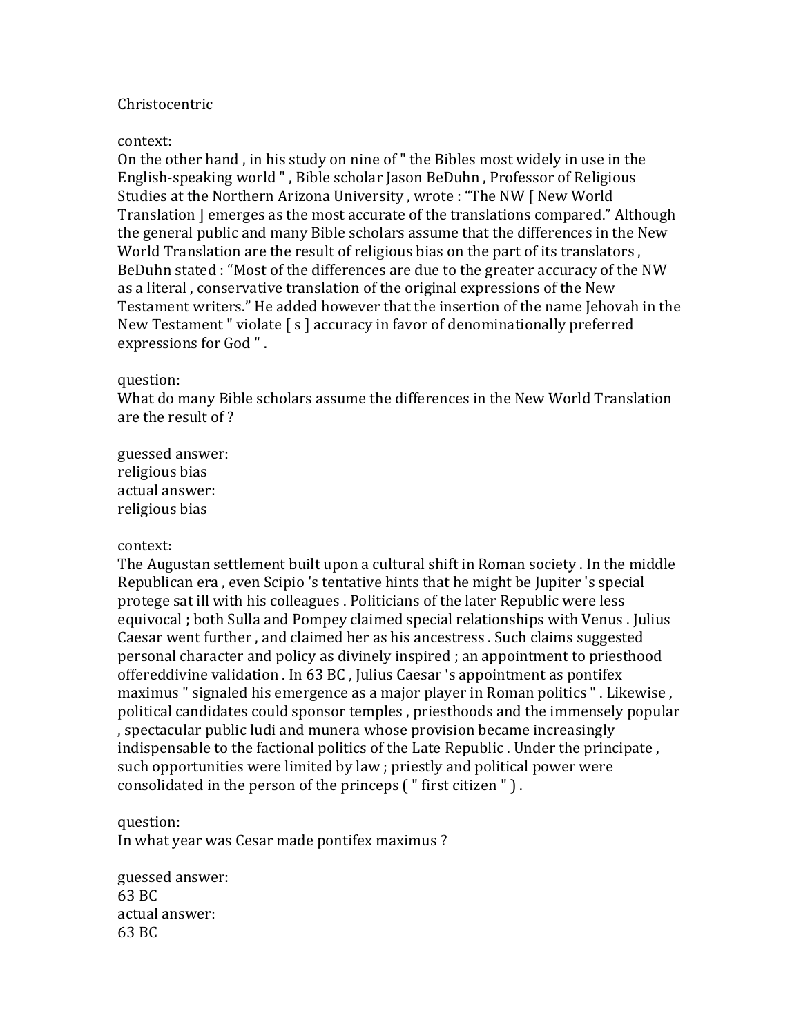Christocentric

context:
On the other hand , in his study on nine of " the Bibles most widely in use in the English-speaking world " , Bible scholar Jason BeDuhn , Professor of Religious Studies at the Northern Arizona University , wrote : “The NW [ New World Translation ] emerges as the most accurate of the translations compared.” Although the general public and many Bible scholars assume that the differences in the New World Translation are the result of religious bias on the part of its translators , BeDuhn stated : “Most of the differences are due to the greater accuracy of the NW as a literal , conservative translation of the original expressions of the New Testament writers.” He added however that the insertion of the name Jehovah in the New Testament " violate [ s ] accuracy in favor of denominationally preferred expressions for God " .

question:
What do many Bible scholars assume the differences in the New World Translation are the result of ?

guessed answer:
religious bias
actual answer:
religious bias

context:
The Augustan settlement built upon a cultural shift in Roman society . In the middle Republican era , even Scipio 's tentative hints that he might be Jupiter 's special protege sat ill with his colleagues . Politicians of the later Republic were less equivocal ; both Sulla and Pompey claimed special relationships with Venus . Julius Caesar went further , and claimed her as his ancestress . Such claims suggested personal character and policy as divinely inspired ; an appointment to priesthood offereddivine validation . In 63 BC , Julius Caesar 's appointment as pontifex maximus " signaled his emergence as a major player in Roman politics " . Likewise , political candidates could sponsor temples , priesthoods and the immensely popular , spectacular public ludi and munera whose provision became increasingly indispensable to the factional politics of the Late Republic . Under the principate , such opportunities were limited by law ; priestly and political power were consolidated in the person of the princeps ( " first citizen " ) .

question:
In what year was Cesar made pontifex maximus ?

guessed answer:
63 BC
actual answer:
63 BC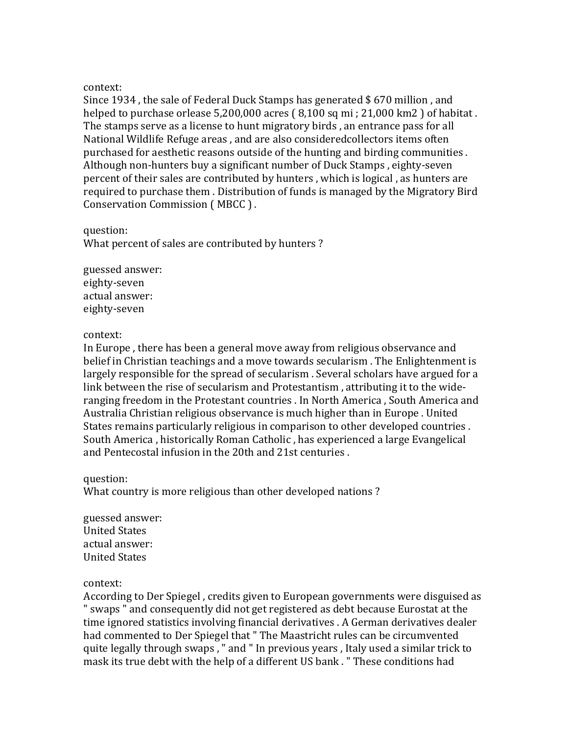context:
Since 1934 , the sale of Federal Duck Stamps has generated $ 670 million , and helped to purchase orlease 5,200,000 acres ( 8,100 sq mi ; 21,000 km2 ) of habitat . The stamps serve as a license to hunt migratory birds , an entrance pass for all National Wildlife Refuge areas , and are also consideredcollectors items often purchased for aesthetic reasons outside of the hunting and birding communities . Although non-hunters buy a significant number of Duck Stamps , eighty-seven percent of their sales are contributed by hunters , which is logical , as hunters are required to purchase them . Distribution of funds is managed by the Migratory Bird Conservation Commission ( MBCC ) .

question:
What percent of sales are contributed by hunters ?

guessed answer:
eighty-seven
actual answer:
eighty-seven

context:
In Europe , there has been a general move away from religious observance and belief in Christian teachings and a move towards secularism . The Enlightenment is largely responsible for the spread of secularism . Several scholars have argued for a link between the rise of secularism and Protestantism , attributing it to the wide-ranging freedom in the Protestant countries . In North America , South America and Australia Christian religious observance is much higher than in Europe . United States remains particularly religious in comparison to other developed countries . South America , historically Roman Catholic , has experienced a large Evangelical and Pentecostal infusion in the 20th and 21st centuries .

question:
What country is more religious than other developed nations ?

guessed answer:
United States
actual answer:
United States

context:
According to Der Spiegel , credits given to European governments were disguised as " swaps " and consequently did not get registered as debt because Eurostat at the time ignored statistics involving financial derivatives . A German derivatives dealer had commented to Der Spiegel that " The Maastricht rules can be circumvented quite legally through swaps , " and " In previous years , Italy used a similar trick to mask its true debt with the help of a different US bank . " These conditions had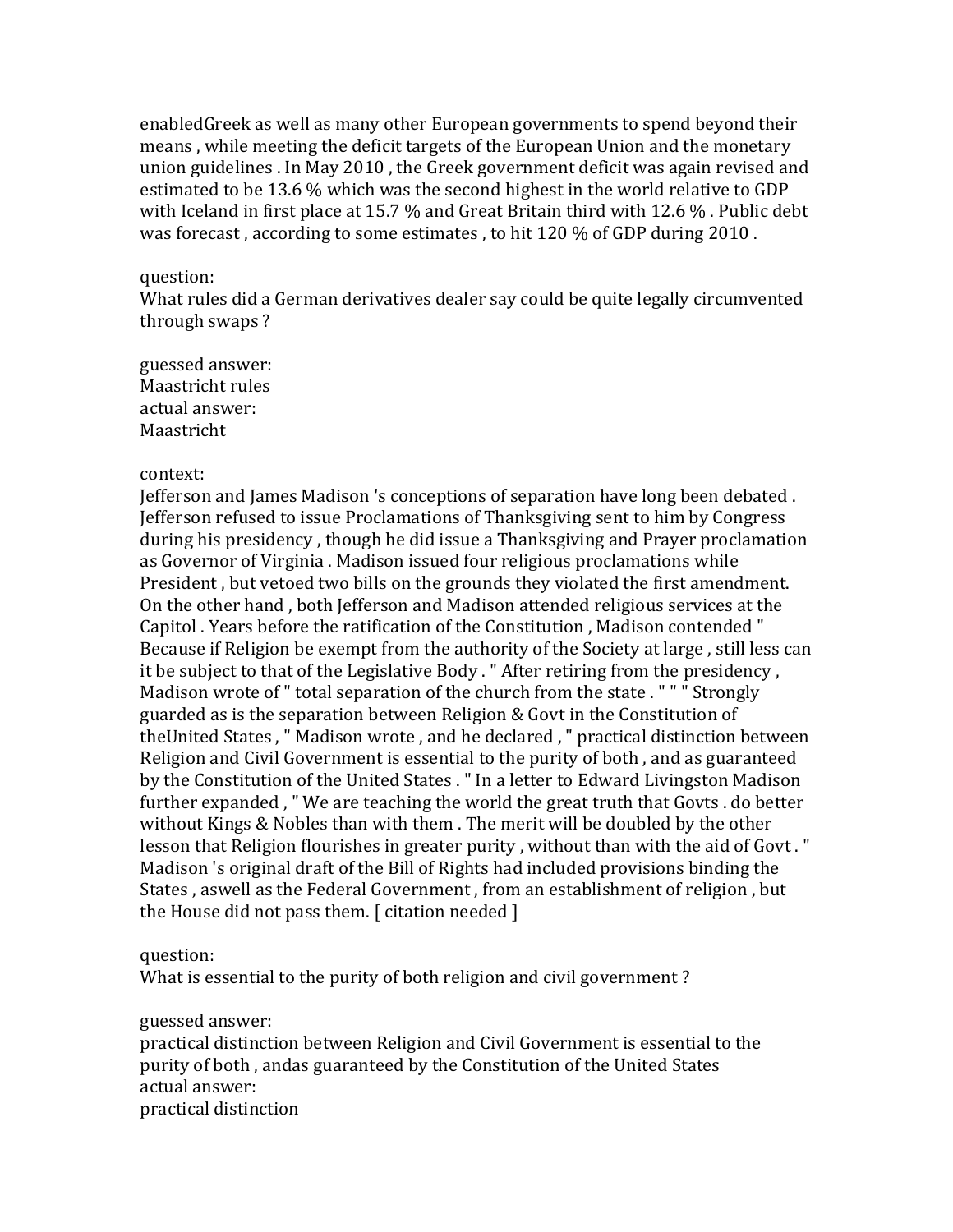enabledGreek as well as many other European governments to spend beyond their means , while meeting the deficit targets of the European Union and the monetary union guidelines . In May 2010 , the Greek government deficit was again revised and estimated to be 13.6 % which was the second highest in the world relative to GDP with Iceland in first place at 15.7 % and Great Britain third with 12.6 % . Public debt was forecast , according to some estimates , to hit 120 % of GDP during 2010 .

question:
What rules did a German derivatives dealer say could be quite legally circumvented through swaps ?

guessed answer:
Maastricht rules
actual answer:
Maastricht

context:
Jefferson and James Madison 's conceptions of separation have long been debated . Jefferson refused to issue Proclamations of Thanksgiving sent to him by Congress during his presidency , though he did issue a Thanksgiving and Prayer proclamation as Governor of Virginia . Madison issued four religious proclamations while President , but vetoed two bills on the grounds they violated the first amendment. On the other hand , both Jefferson and Madison attended religious services at the Capitol . Years before the ratification of the Constitution , Madison contended " Because if Religion be exempt from the authority of the Society at large , still less can it be subject to that of the Legislative Body . " After retiring from the presidency , Madison wrote of " total separation of the church from the state . " " " Strongly guarded as is the separation between Religion & Govt in the Constitution of theUnited States , " Madison wrote , and he declared , " practical distinction between Religion and Civil Government is essential to the purity of both , and as guaranteed by the Constitution of the United States . " In a letter to Edward Livingston Madison further expanded , " We are teaching the world the great truth that Govts . do better without Kings & Nobles than with them . The merit will be doubled by the other lesson that Religion flourishes in greater purity , without than with the aid of Govt . " Madison 's original draft of the Bill of Rights had included provisions binding the States , aswell as the Federal Government , from an establishment of religion , but the House did not pass them. [ citation needed ]

question:
What is essential to the purity of both religion and civil government ?

guessed answer:
practical distinction between Religion and Civil Government is essential to the purity of both , andas guaranteed by the Constitution of the United States
actual answer:
practical distinction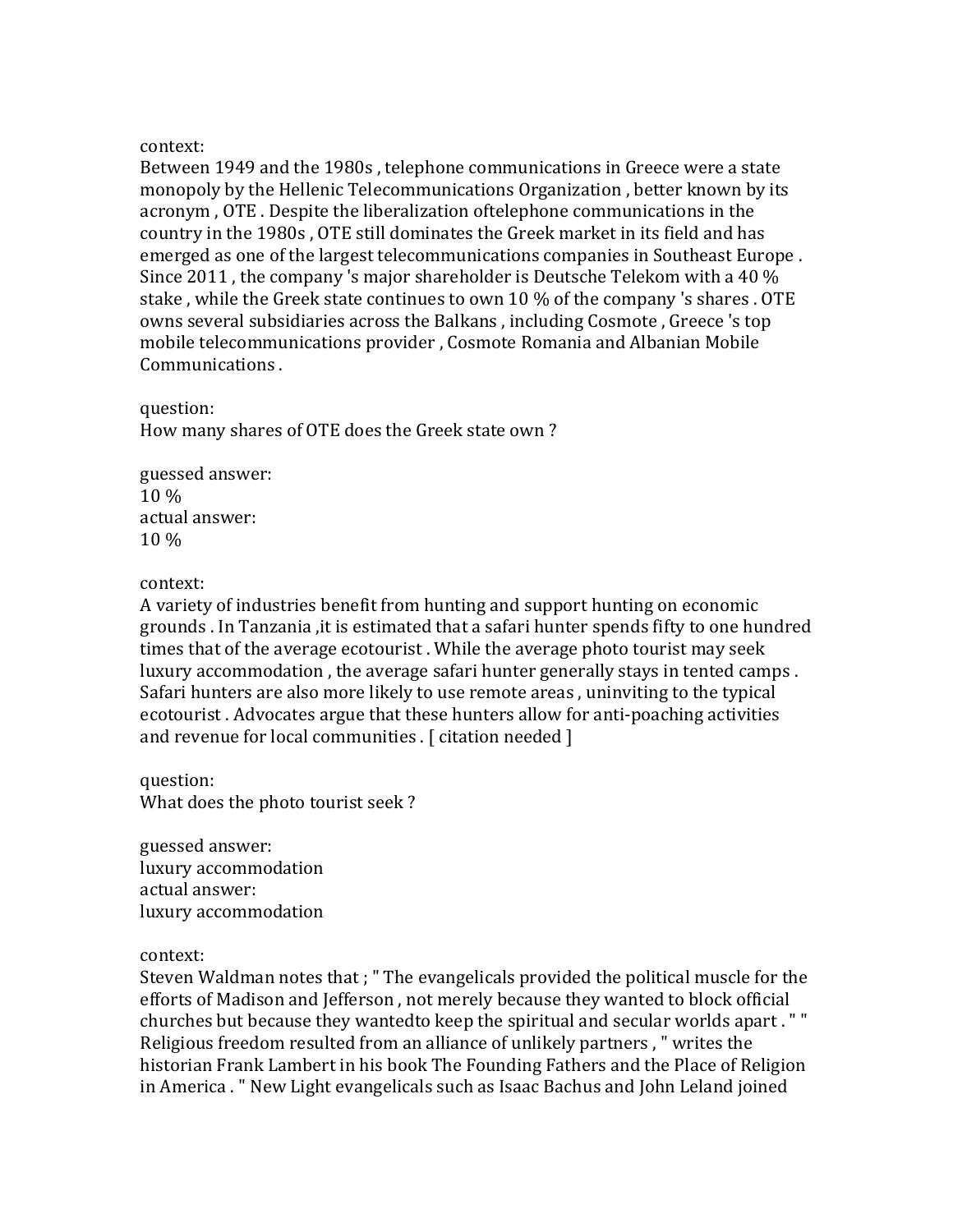context:
Between 1949 and the 1980s , telephone communications in Greece were a state monopoly by the Hellenic Telecommunications Organization , better known by its acronym , OTE . Despite the liberalization oftelephone communications in the country in the 1980s , OTE still dominates the Greek market in its field and has emerged as one of the largest telecommunications companies in Southeast Europe . Since 2011 , the company 's major shareholder is Deutsche Telekom with a 40 % stake , while the Greek state continues to own 10 % of the company 's shares . OTE owns several subsidiaries across the Balkans , including Cosmote , Greece 's top mobile telecommunications provider , Cosmote Romania and Albanian Mobile Communications .

question:
How many shares of OTE does the Greek state own ?

guessed answer:
10 %
actual answer:
10 %

context:
A variety of industries benefit from hunting and support hunting on economic grounds . In Tanzania ,it is estimated that a safari hunter spends fifty to one hundred times that of the average ecotourist . While the average photo tourist may seek luxury accommodation , the average safari hunter generally stays in tented camps . Safari hunters are also more likely to use remote areas , uninviting to the typical ecotourist . Advocates argue that these hunters allow for anti-poaching activities and revenue for local communities . [ citation needed ]

question:
What does the photo tourist seek ?

guessed answer:
luxury accommodation
actual answer:
luxury accommodation

context:
Steven Waldman notes that ; " The evangelicals provided the political muscle for the efforts of Madison and Jefferson , not merely because they wanted to block official churches but because they wantedto keep the spiritual and secular worlds apart . " " Religious freedom resulted from an alliance of unlikely partners , " writes the historian Frank Lambert in his book The Founding Fathers and the Place of Religion in America . " New Light evangelicals such as Isaac Bachus and John Leland joined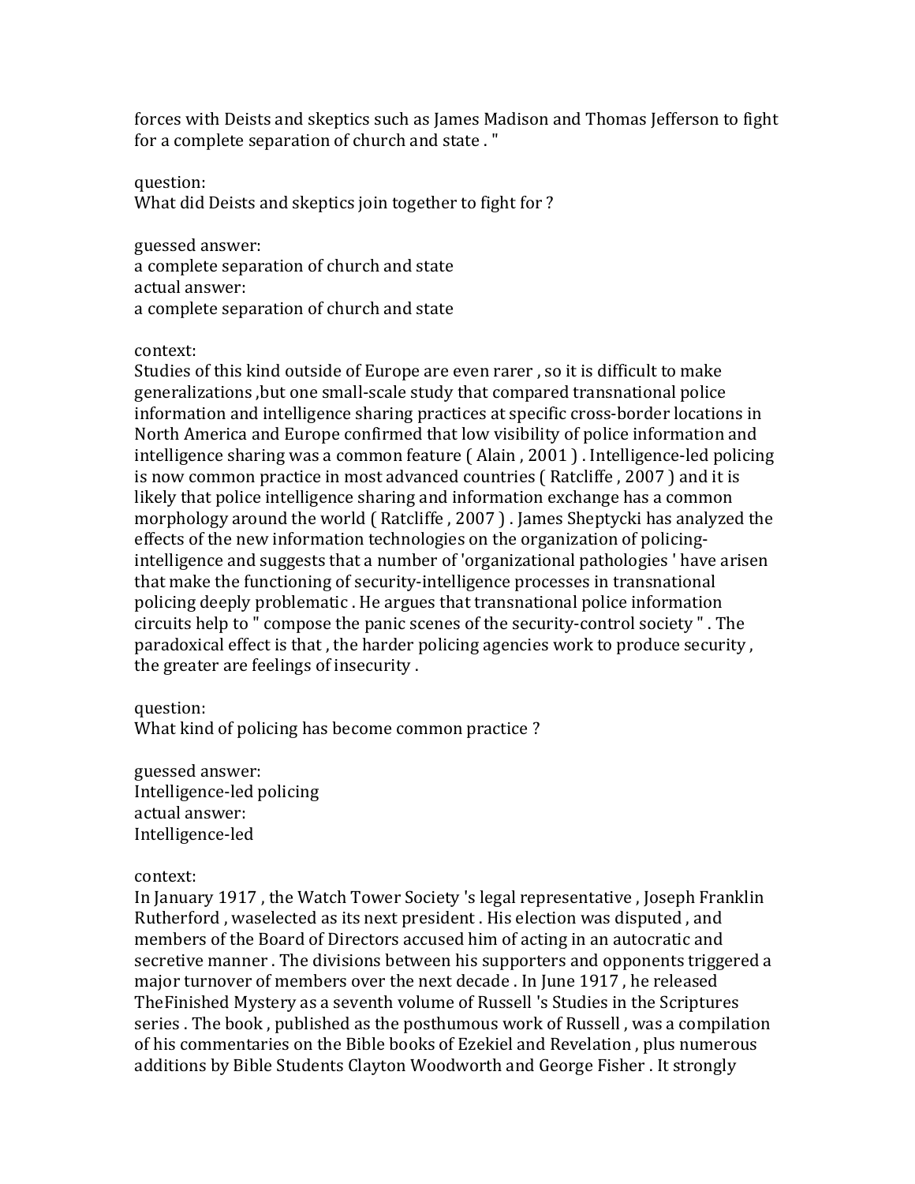forces with Deists and skeptics such as James Madison and Thomas Jefferson to fight for a complete separation of church and state . "

question:
What did Deists and skeptics join together to fight for ?

guessed answer:
a complete separation of church and state
actual answer:
a complete separation of church and state

context:
Studies of this kind outside of Europe are even rarer , so it is difficult to make generalizations ,but one small-scale study that compared transnational police information and intelligence sharing practices at specific cross-border locations in North America and Europe confirmed that low visibility of police information and intelligence sharing was a common feature ( Alain , 2001 ) . Intelligence-led policing is now common practice in most advanced countries ( Ratcliffe , 2007 ) and it is likely that police intelligence sharing and information exchange has a common morphology around the world ( Ratcliffe , 2007 ) . James Sheptycki has analyzed the effects of the new information technologies on the organization of policing-intelligence and suggests that a number of 'organizational pathologies ' have arisen that make the functioning of security-intelligence processes in transnational policing deeply problematic . He argues that transnational police information circuits help to " compose the panic scenes of the security-control society " . The paradoxical effect is that , the harder policing agencies work to produce security , the greater are feelings of insecurity .

question:
What kind of policing has become common practice ?

guessed answer:
Intelligence-led policing
actual answer:
Intelligence-led

context:
In January 1917 , the Watch Tower Society 's legal representative , Joseph Franklin Rutherford , waselected as its next president . His election was disputed , and members of the Board of Directors accused him of acting in an autocratic and secretive manner . The divisions between his supporters and opponents triggered a major turnover of members over the next decade . In June 1917 , he released TheFinished Mystery as a seventh volume of Russell 's Studies in the Scriptures series . The book , published as the posthumous work of Russell , was a compilation of his commentaries on the Bible books of Ezekiel and Revelation , plus numerous additions by Bible Students Clayton Woodworth and George Fisher . It strongly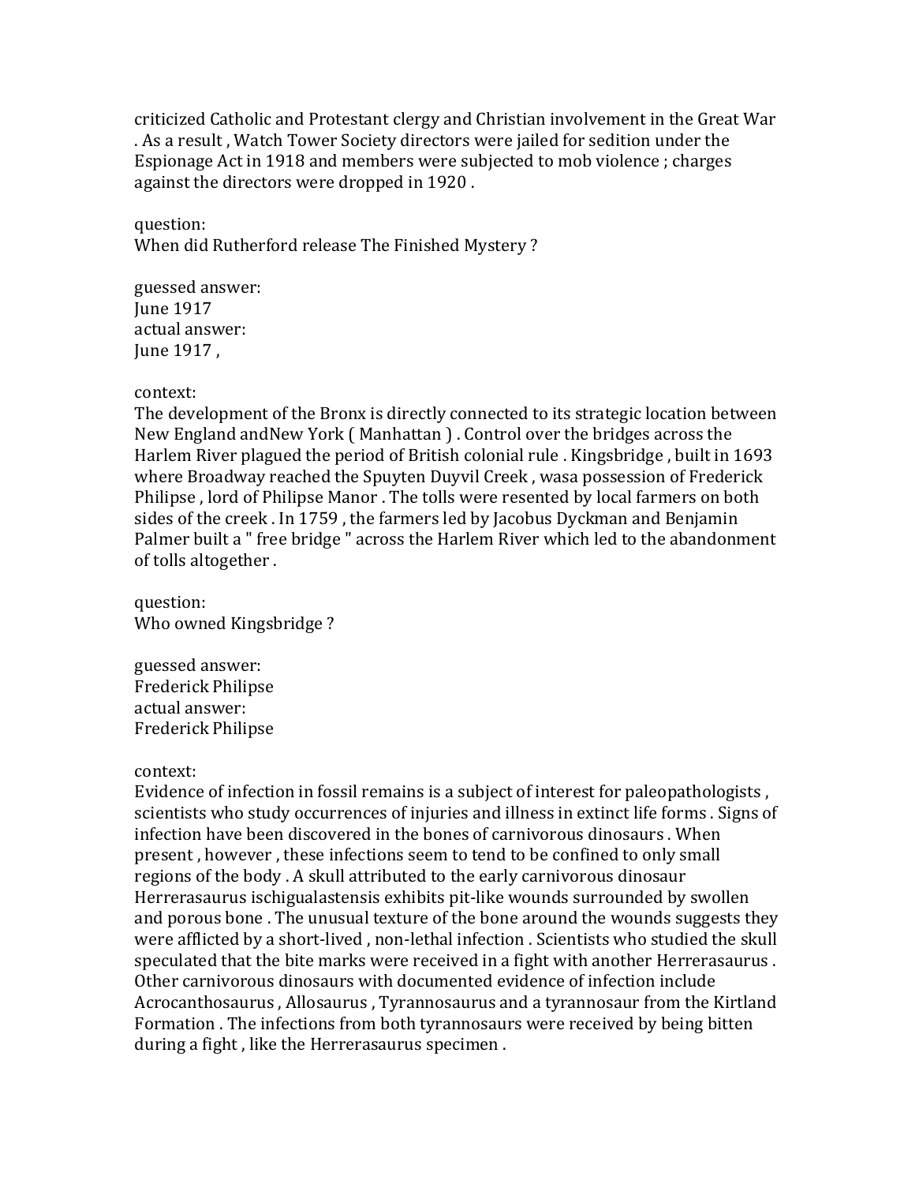criticized Catholic and Protestant clergy and Christian involvement in the Great War . As a result , Watch Tower Society directors were jailed for sedition under the Espionage Act in 1918 and members were subjected to mob violence ; charges against the directors were dropped in 1920 .

question:
When did Rutherford release The Finished Mystery ?

guessed answer:
June 1917
actual answer:
June 1917 ,

context:
The development of the Bronx is directly connected to its strategic location between New England andNew York ( Manhattan ) . Control over the bridges across the Harlem River plagued the period of British colonial rule . Kingsbridge , built in 1693 where Broadway reached the Spuyten Duyvil Creek , wasa possession of Frederick Philipse , lord of Philipse Manor . The tolls were resented by local farmers on both sides of the creek . In 1759 , the farmers led by Jacobus Dyckman and Benjamin Palmer built a " free bridge " across the Harlem River which led to the abandonment of tolls altogether .

question:
Who owned Kingsbridge ?

guessed answer:
Frederick Philipse
actual answer:
Frederick Philipse

context:
Evidence of infection in fossil remains is a subject of interest for paleopathologists , scientists who study occurrences of injuries and illness in extinct life forms . Signs of infection have been discovered in the bones of carnivorous dinosaurs . When present , however , these infections seem to tend to be confined to only small regions of the body . A skull attributed to the early carnivorous dinosaur Herrerasaurus ischigualastensis exhibits pit-like wounds surrounded by swollen and porous bone . The unusual texture of the bone around the wounds suggests they were afflicted by a short-lived , non-lethal infection . Scientists who studied the skull speculated that the bite marks were received in a fight with another Herrerasaurus . Other carnivorous dinosaurs with documented evidence of infection include Acrocanthosaurus , Allosaurus , Tyrannosaurus and a tyrannosaur from the Kirtland Formation . The infections from both tyrannosaurs were received by being bitten during a fight , like the Herrerasaurus specimen .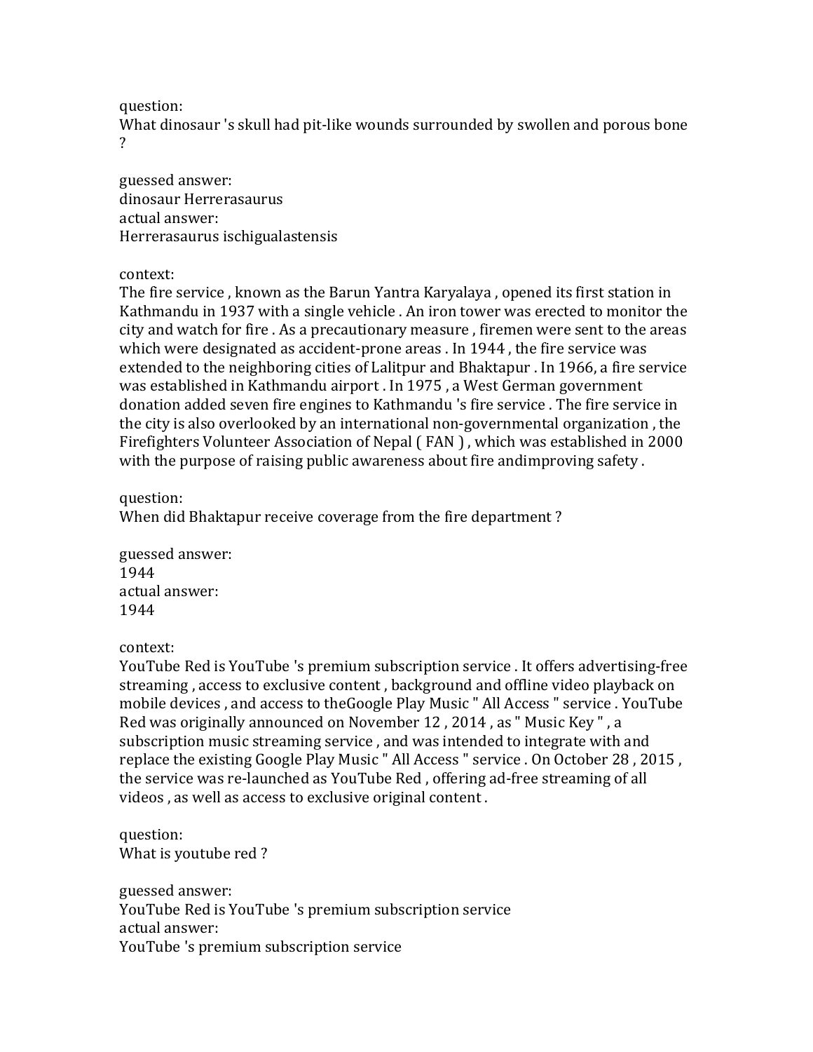question:
What dinosaur 's skull had pit-like wounds surrounded by swollen and porous bone ?

guessed answer:
dinosaur Herrerasaurus
actual answer:
Herrerasaurus ischigualastensis

context:
The fire service , known as the Barun Yantra Karyalaya , opened its first station in Kathmandu in 1937 with a single vehicle . An iron tower was erected to monitor the city and watch for fire . As a precautionary measure , firemen were sent to the areas which were designated as accident-prone areas . In 1944 , the fire service was extended to the neighboring cities of Lalitpur and Bhaktapur . In 1966, a fire service was established in Kathmandu airport . In 1975 , a West German government donation added seven fire engines to Kathmandu 's fire service . The fire service in the city is also overlooked by an international non-governmental organization , the Firefighters Volunteer Association of Nepal ( FAN ) , which was established in 2000 with the purpose of raising public awareness about fire andimproving safety .

question:
When did Bhaktapur receive coverage from the fire department ?

guessed answer:
1944
actual answer:
1944

context:
YouTube Red is YouTube 's premium subscription service . It offers advertising-free streaming , access to exclusive content , background and offline video playback on mobile devices , and access to theGoogle Play Music " All Access " service . YouTube Red was originally announced on November 12 , 2014 , as " Music Key " , a subscription music streaming service , and was intended to integrate with and replace the existing Google Play Music " All Access " service . On October 28 , 2015 , the service was re-launched as YouTube Red , offering ad-free streaming of all videos , as well as access to exclusive original content .

question:
What is youtube red ?

guessed answer:
YouTube Red is YouTube 's premium subscription service
actual answer:
YouTube 's premium subscription service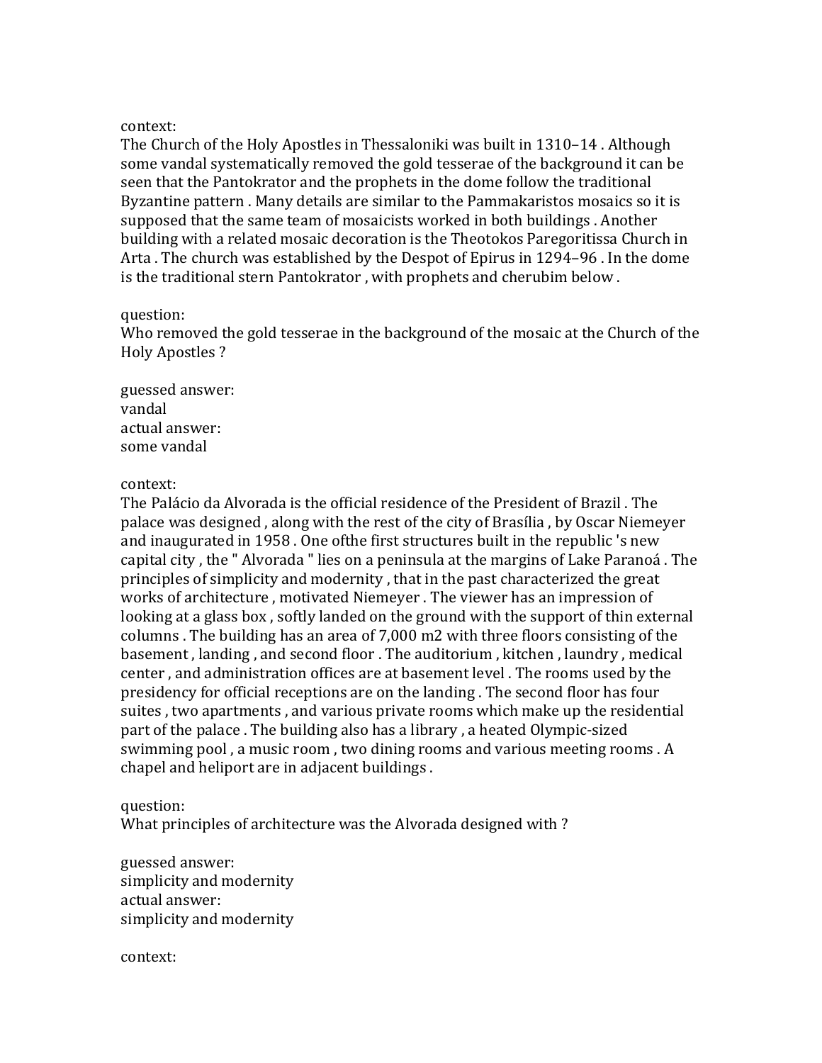context:
The Church of the Holy Apostles in Thessaloniki was built in 1310–14 . Although some vandal systematically removed the gold tesserae of the background it can be seen that the Pantokrator and the prophets in the dome follow the traditional Byzantine pattern . Many details are similar to the Pammakaristos mosaics so it is supposed that the same team of mosaicists worked in both buildings . Another building with a related mosaic decoration is the Theotokos Paregoritissa Church in Arta . The church was established by the Despot of Epirus in 1294–96 . In the dome is the traditional stern Pantokrator , with prophets and cherubim below .

question:
Who removed the gold tesserae in the background of the mosaic at the Church of the Holy Apostles ?

guessed answer:
vandal
actual answer:
some vandal

context:
The Palácio da Alvorada is the official residence of the President of Brazil . The palace was designed , along with the rest of the city of Brasília , by Oscar Niemeyer and inaugurated in 1958 . One ofthe first structures built in the republic 's new capital city , the " Alvorada " lies on a peninsula at the margins of Lake Paranoá . The principles of simplicity and modernity , that in the past characterized the great works of architecture , motivated Niemeyer . The viewer has an impression of looking at a glass box , softly landed on the ground with the support of thin external columns . The building has an area of 7,000 m2 with three floors consisting of the basement , landing , and second floor . The auditorium , kitchen , laundry , medical center , and administration offices are at basement level . The rooms used by the presidency for official receptions are on the landing . The second floor has four suites , two apartments , and various private rooms which make up the residential part of the palace . The building also has a library , a heated Olympic-sized swimming pool , a music room , two dining rooms and various meeting rooms . A chapel and heliport are in adjacent buildings .

question:
What principles of architecture was the Alvorada designed with ?

guessed answer:
simplicity and modernity
actual answer:
simplicity and modernity

context: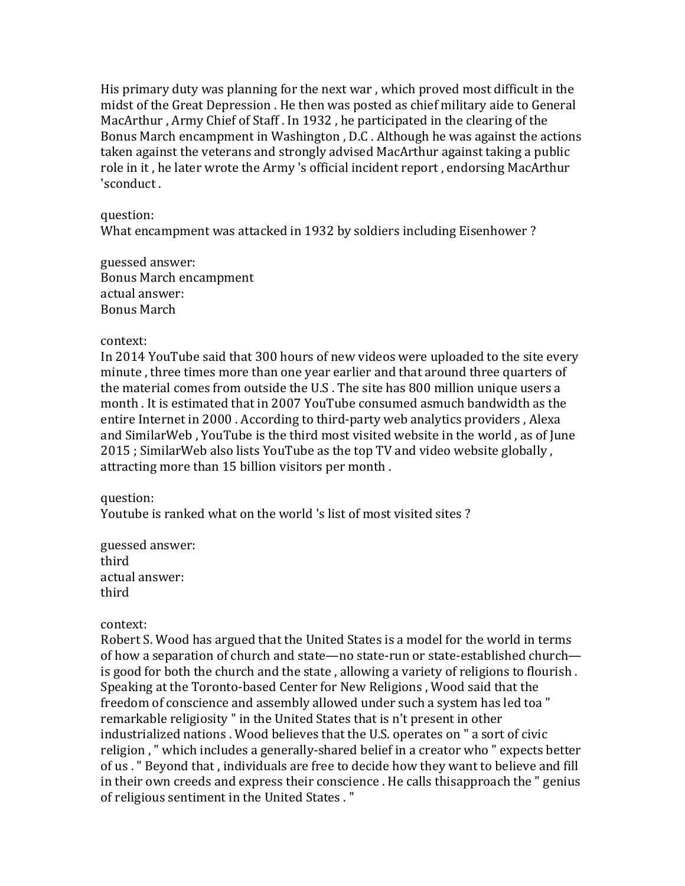His primary duty was planning for the next war , which proved most difficult in the midst of the Great Depression . He then was posted as chief military aide to General MacArthur , Army Chief of Staff . In 1932 , he participated in the clearing of the Bonus March encampment in Washington , D.C . Although he was against the actions taken against the veterans and strongly advised MacArthur against taking a public role in it , he later wrote the Army 's official incident report , endorsing MacArthur 'sconduct .

question:
What encampment was attacked in 1932 by soldiers including Eisenhower ?

guessed answer:
Bonus March encampment
actual answer:
Bonus March

context:
In 2014 YouTube said that 300 hours of new videos were uploaded to the site every minute , three times more than one year earlier and that around three quarters of the material comes from outside the U.S . The site has 800 million unique users a month . It is estimated that in 2007 YouTube consumed asmuch bandwidth as the entire Internet in 2000 . According to third-party web analytics providers , Alexa and SimilarWeb , YouTube is the third most visited website in the world , as of June 2015 ; SimilarWeb also lists YouTube as the top TV and video website globally , attracting more than 15 billion visitors per month .

question:
Youtube is ranked what on the world 's list of most visited sites ?

guessed answer:
third
actual answer:
third

context:
Robert S. Wood has argued that the United States is a model for the world in terms of how a separation of church and state—no state-run or state-established church—is good for both the church and the state , allowing a variety of religions to flourish . Speaking at the Toronto-based Center for New Religions , Wood said that the freedom of conscience and assembly allowed under such a system has led toa " remarkable religiosity " in the United States that is n't present in other industrialized nations . Wood believes that the U.S. operates on " a sort of civic religion , " which includes a generally-shared belief in a creator who " expects better of us . " Beyond that , individuals are free to decide how they want to believe and fill in their own creeds and express their conscience . He calls thisapproach the " genius of religious sentiment in the United States . "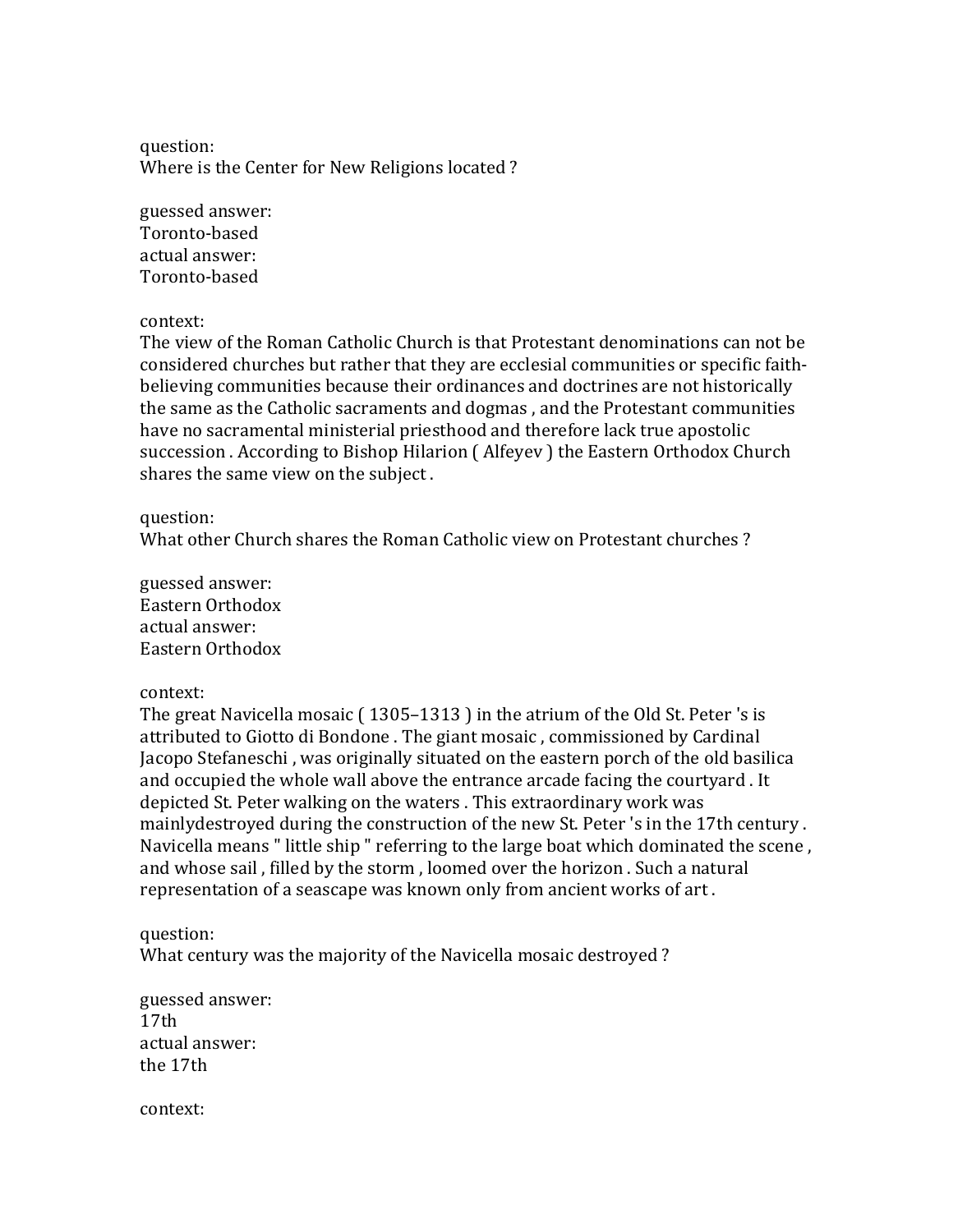question:
Where is the Center for New Religions located ?

guessed answer:
Toronto-based
actual answer:
Toronto-based

context:
The view of the Roman Catholic Church is that Protestant denominations can not be considered churches but rather that they are ecclesial communities or specific faith-believing communities because their ordinances and doctrines are not historically the same as the Catholic sacraments and dogmas , and the Protestant communities have no sacramental ministerial priesthood and therefore lack true apostolic succession . According to Bishop Hilarion ( Alfeyev ) the Eastern Orthodox Church shares the same view on the subject .

question:
What other Church shares the Roman Catholic view on Protestant churches ?

guessed answer:
Eastern Orthodox
actual answer:
Eastern Orthodox

context:
The great Navicella mosaic ( 1305–1313 ) in the atrium of the Old St. Peter 's is attributed to Giotto di Bondone . The giant mosaic , commissioned by Cardinal Jacopo Stefaneschi , was originally situated on the eastern porch of the old basilica and occupied the whole wall above the entrance arcade facing the courtyard . It depicted St. Peter walking on the waters . This extraordinary work was mainlydestroyed during the construction of the new St. Peter 's in the 17th century . Navicella means " little ship " referring to the large boat which dominated the scene , and whose sail , filled by the storm , loomed over the horizon . Such a natural representation of a seascape was known only from ancient works of art .

question:
What century was the majority of the Navicella mosaic destroyed ?

guessed answer:
17th
actual answer:
the 17th

context: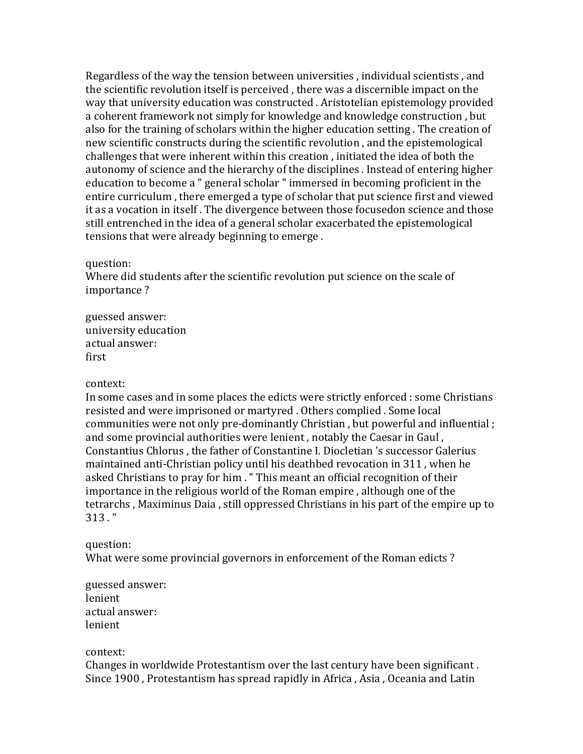Regardless of the way the tension between universities , individual scientists , and the scientific revolution itself is perceived , there was a discernible impact on the way that university education was constructed . Aristotelian epistemology provided a coherent framework not simply for knowledge and knowledge construction , but also for the training of scholars within the higher education setting . The creation of new scientific constructs during the scientific revolution , and the epistemological challenges that were inherent within this creation , initiated the idea of both the autonomy of science and the hierarchy of the disciplines . Instead of entering higher education to become a " general scholar " immersed in becoming proficient in the entire curriculum , there emerged a type of scholar that put science first and viewed it as a vocation in itself . The divergence between those focusedon science and those still entrenched in the idea of a general scholar exacerbated the epistemological tensions that were already beginning to emerge .

question:
Where did students after the scientific revolution put science on the scale of importance ?

guessed answer:
university education
actual answer:
first

context:
In some cases and in some places the edicts were strictly enforced : some Christians resisted and were imprisoned or martyred . Others complied . Some local communities were not only pre-dominantly Christian , but powerful and influential ; and some provincial authorities were lenient , notably the Caesar in Gaul , Constantius Chlorus , the father of Constantine I. Diocletian 's successor Galerius maintained anti-Christian policy until his deathbed revocation in 311 , when he asked Christians to pray for him . " This meant an official recognition of their importance in the religious world of the Roman empire , although one of the tetrarchs , Maximinus Daia , still oppressed Christians in his part of the empire up to 313 . "

question:
What were some provincial governors in enforcement of the Roman edicts ?

guessed answer:
lenient
actual answer:
lenient

context:
Changes in worldwide Protestantism over the last century have been significant . Since 1900 , Protestantism has spread rapidly in Africa , Asia , Oceania and Latin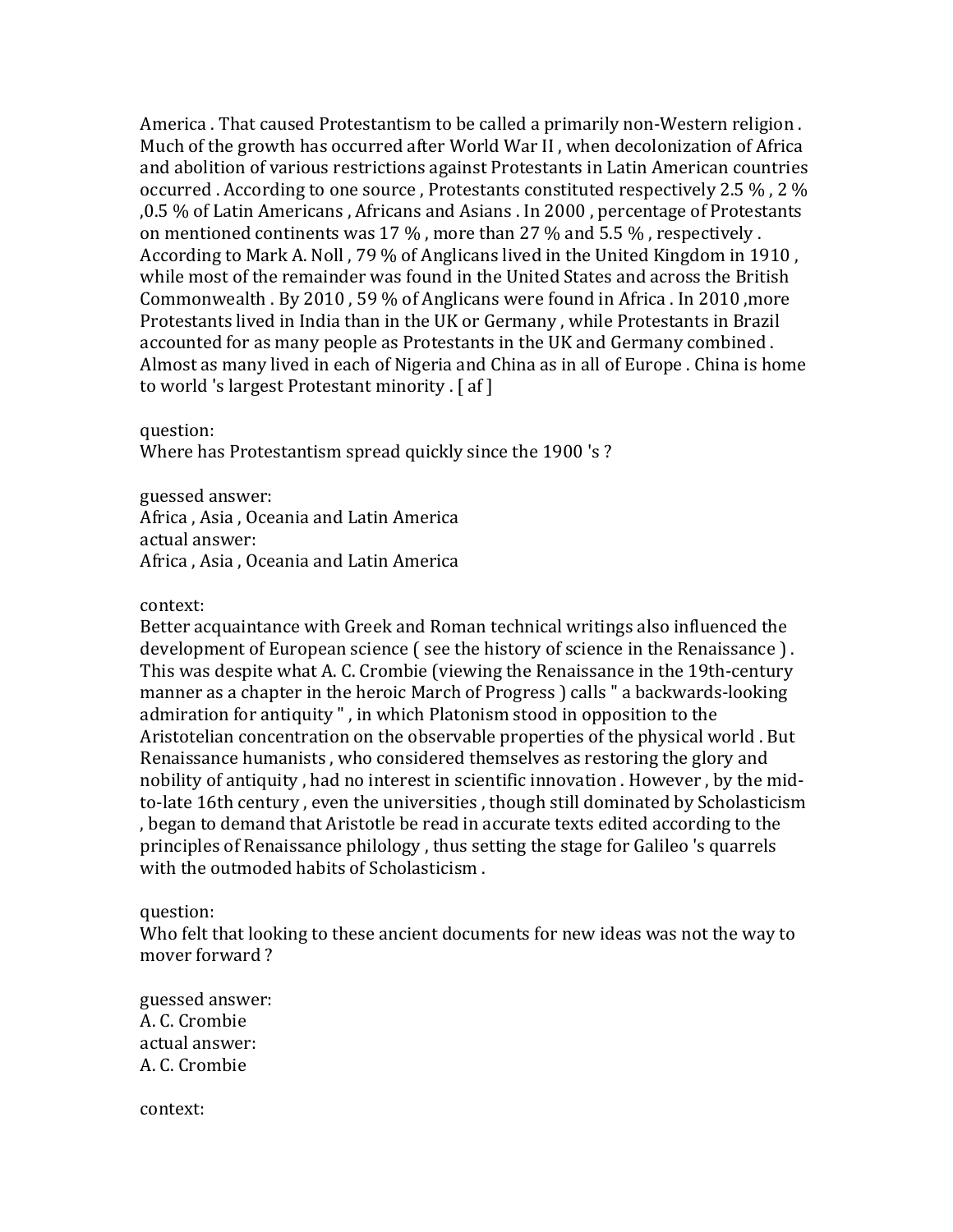America . That caused Protestantism to be called a primarily non-Western religion . Much of the growth has occurred after World War II , when decolonization of Africa and abolition of various restrictions against Protestants in Latin American countries occurred . According to one source , Protestants constituted respectively 2.5 % , 2 % ,0.5 % of Latin Americans , Africans and Asians . In 2000 , percentage of Protestants on mentioned continents was 17 % , more than 27 % and 5.5 % , respectively . According to Mark A. Noll , 79 % of Anglicans lived in the United Kingdom in 1910 , while most of the remainder was found in the United States and across the British Commonwealth . By 2010 , 59 % of Anglicans were found in Africa . In 2010 ,more Protestants lived in India than in the UK or Germany , while Protestants in Brazil accounted for as many people as Protestants in the UK and Germany combined . Almost as many lived in each of Nigeria and China as in all of Europe . China is home to world 's largest Protestant minority . [ af ]

question:
Where has Protestantism spread quickly since the 1900 's ?

guessed answer:
Africa , Asia , Oceania and Latin America
actual answer:
Africa , Asia , Oceania and Latin America

context:
Better acquaintance with Greek and Roman technical writings also influenced the development of European science ( see the history of science in the Renaissance ) . This was despite what A. C. Crombie (viewing the Renaissance in the 19th-century manner as a chapter in the heroic March of Progress ) calls " a backwards-looking admiration for antiquity " , in which Platonism stood in opposition to the Aristotelian concentration on the observable properties of the physical world . But Renaissance humanists , who considered themselves as restoring the glory and nobility of antiquity , had no interest in scientific innovation . However , by the mid-to-late 16th century , even the universities , though still dominated by Scholasticism , began to demand that Aristotle be read in accurate texts edited according to the principles of Renaissance philology , thus setting the stage for Galileo 's quarrels with the outmoded habits of Scholasticism .

question:
Who felt that looking to these ancient documents for new ideas was not the way to mover forward ?

guessed answer:
A. C. Crombie
actual answer:
A. C. Crombie

context: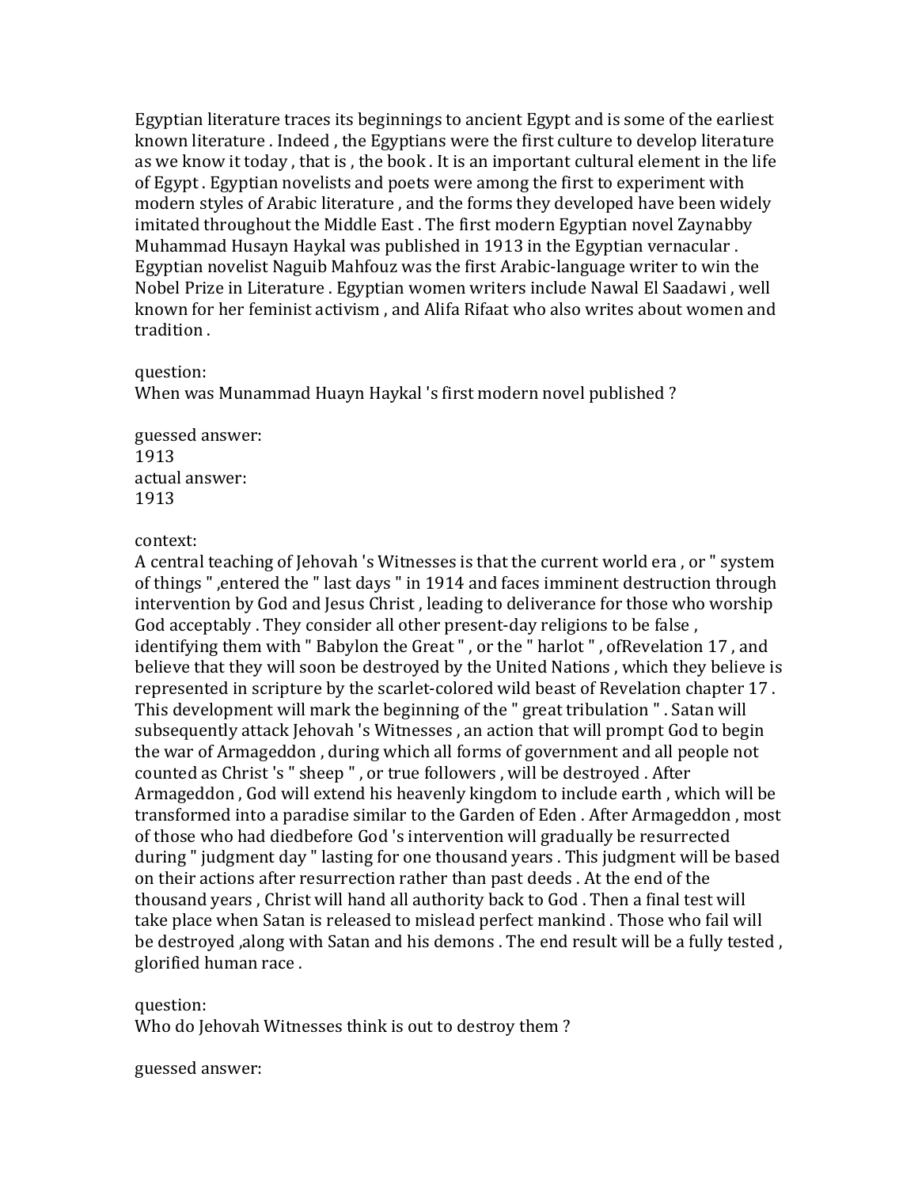Egyptian literature traces its beginnings to ancient Egypt and is some of the earliest known literature . Indeed , the Egyptians were the first culture to develop literature as we know it today , that is , the book . It is an important cultural element in the life of Egypt . Egyptian novelists and poets were among the first to experiment with modern styles of Arabic literature , and the forms they developed have been widely imitated throughout the Middle East . The first modern Egyptian novel Zaynabby Muhammad Husayn Haykal was published in 1913 in the Egyptian vernacular . Egyptian novelist Naguib Mahfouz was the first Arabic-language writer to win the Nobel Prize in Literature . Egyptian women writers include Nawal El Saadawi , well known for her feminist activism , and Alifa Rifaat who also writes about women and tradition .

question:
When was Munammad Huayn Haykal 's first modern novel published ?

guessed answer:
1913
actual answer:
1913

context:
A central teaching of Jehovah 's Witnesses is that the current world era , or " system of things " ,entered the " last days " in 1914 and faces imminent destruction through intervention by God and Jesus Christ , leading to deliverance for those who worship God acceptably . They consider all other present-day religions to be false , identifying them with " Babylon the Great " , or the " harlot " , ofRevelation 17 , and believe that they will soon be destroyed by the United Nations , which they believe is represented in scripture by the scarlet-colored wild beast of Revelation chapter 17 . This development will mark the beginning of the " great tribulation " . Satan will subsequently attack Jehovah 's Witnesses , an action that will prompt God to begin the war of Armageddon , during which all forms of government and all people not counted as Christ 's " sheep " , or true followers , will be destroyed . After Armageddon , God will extend his heavenly kingdom to include earth , which will be transformed into a paradise similar to the Garden of Eden . After Armageddon , most of those who had diedbefore God 's intervention will gradually be resurrected during " judgment day " lasting for one thousand years . This judgment will be based on their actions after resurrection rather than past deeds . At the end of the thousand years , Christ will hand all authority back to God . Then a final test will take place when Satan is released to mislead perfect mankind . Those who fail will be destroyed ,along with Satan and his demons . The end result will be a fully tested , glorified human race .

question:
Who do Jehovah Witnesses think is out to destroy them ?

guessed answer: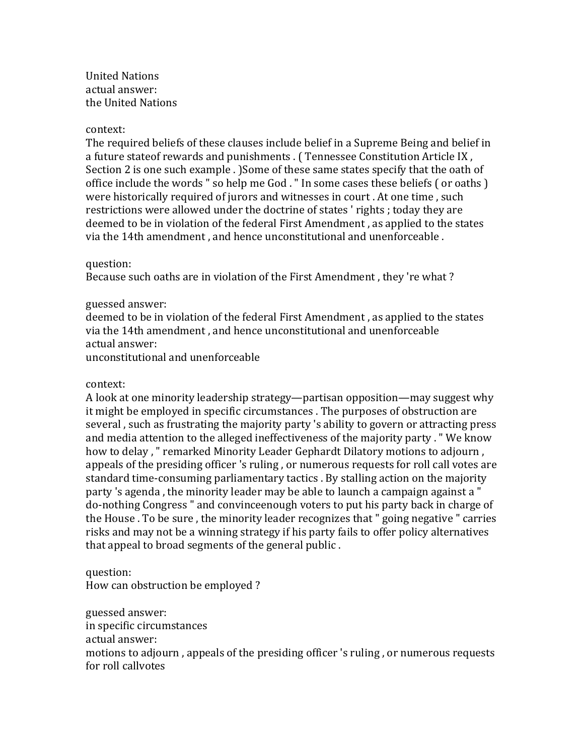United Nations
actual answer:
the United Nations

context:
The required beliefs of these clauses include belief in a Supreme Being and belief in a future stateof rewards and punishments . ( Tennessee Constitution Article IX , Section 2 is one such example . )Some of these same states specify that the oath of office include the words " so help me God . " In some cases these beliefs ( or oaths ) were historically required of jurors and witnesses in court . At one time , such restrictions were allowed under the doctrine of states ' rights ; today they are deemed to be in violation of the federal First Amendment , as applied to the states via the 14th amendment , and hence unconstitutional and unenforceable .

question:
Because such oaths are in violation of the First Amendment , they 're what ?

guessed answer:
deemed to be in violation of the federal First Amendment , as applied to the states via the 14th amendment , and hence unconstitutional and unenforceable
actual answer:
unconstitutional and unenforceable

context:
A look at one minority leadership strategy—partisan opposition—may suggest why it might be employed in specific circumstances . The purposes of obstruction are several , such as frustrating the majority party 's ability to govern or attracting press and media attention to the alleged ineffectiveness of the majority party . " We know how to delay , " remarked Minority Leader Gephardt Dilatory motions to adjourn , appeals of the presiding officer 's ruling , or numerous requests for roll call votes are standard time-consuming parliamentary tactics . By stalling action on the majority party 's agenda , the minority leader may be able to launch a campaign against a " do-nothing Congress " and convinceenough voters to put his party back in charge of the House . To be sure , the minority leader recognizes that " going negative " carries risks and may not be a winning strategy if his party fails to offer policy alternatives that appeal to broad segments of the general public .

question:
How can obstruction be employed ?

guessed answer:
in specific circumstances
actual answer:
motions to adjourn , appeals of the presiding officer 's ruling , or numerous requests for roll callvotes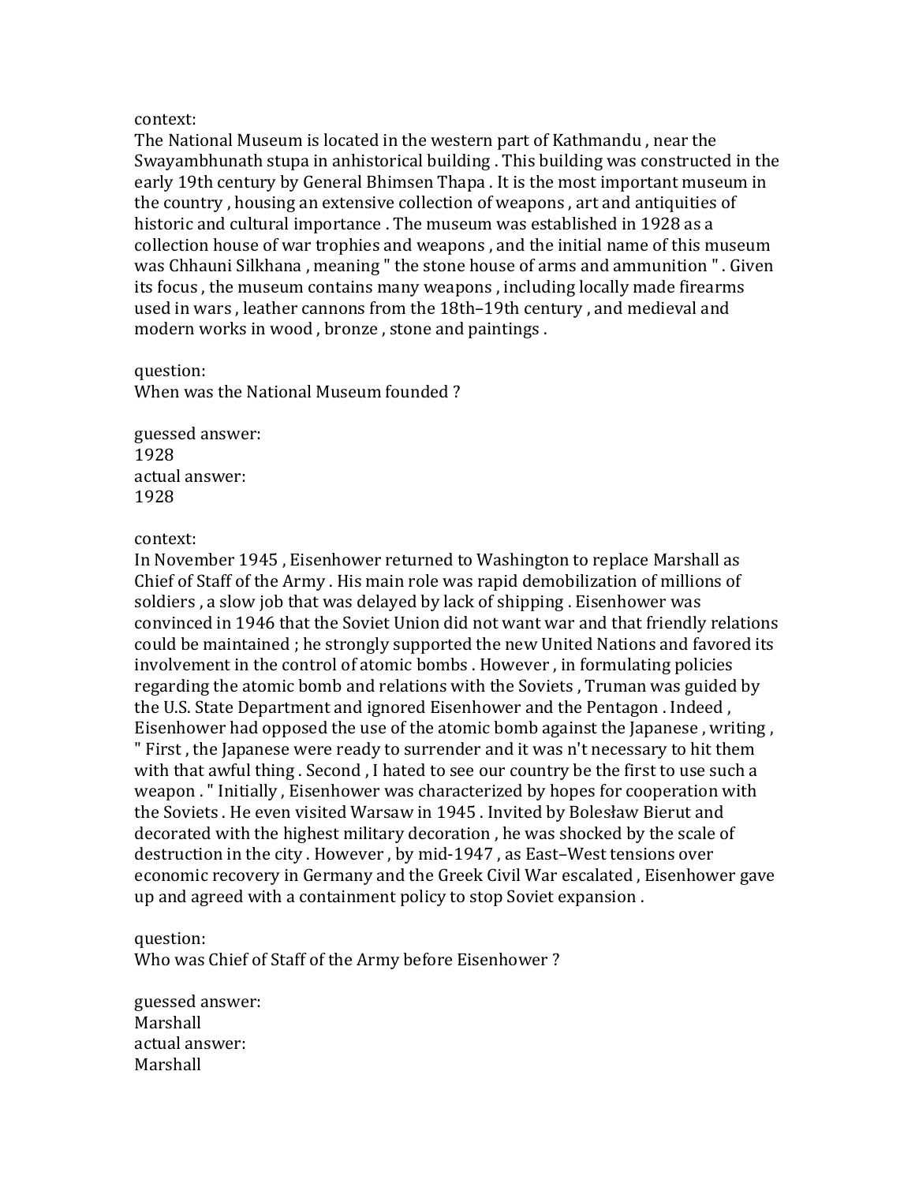context:
The National Museum is located in the western part of Kathmandu , near the Swayambhunath stupa in anhistorical building . This building was constructed in the early 19th century by General Bhimsen Thapa . It is the most important museum in the country , housing an extensive collection of weapons , art and antiquities of historic and cultural importance . The museum was established in 1928 as a collection house of war trophies and weapons , and the initial name of this museum was Chhauni Silkhana , meaning " the stone house of arms and ammunition " . Given its focus , the museum contains many weapons , including locally made firearms used in wars , leather cannons from the 18th–19th century , and medieval and modern works in wood , bronze , stone and paintings .

question:
When was the National Museum founded ?

guessed answer:
1928
actual answer:
1928

context:
In November 1945 , Eisenhower returned to Washington to replace Marshall as Chief of Staff of the Army . His main role was rapid demobilization of millions of soldiers , a slow job that was delayed by lack of shipping . Eisenhower was convinced in 1946 that the Soviet Union did not want war and that friendly relations could be maintained ; he strongly supported the new United Nations and favored its involvement in the control of atomic bombs . However , in formulating policies regarding the atomic bomb and relations with the Soviets , Truman was guided by the U.S. State Department and ignored Eisenhower and the Pentagon . Indeed , Eisenhower had opposed the use of the atomic bomb against the Japanese , writing , " First , the Japanese were ready to surrender and it was n't necessary to hit them with that awful thing . Second , I hated to see our country be the first to use such a weapon . " Initially , Eisenhower was characterized by hopes for cooperation with the Soviets . He even visited Warsaw in 1945 . Invited by Bolesław Bierut and decorated with the highest military decoration , he was shocked by the scale of destruction in the city . However , by mid-1947 , as East–West tensions over economic recovery in Germany and the Greek Civil War escalated , Eisenhower gave up and agreed with a containment policy to stop Soviet expansion .

question:
Who was Chief of Staff of the Army before Eisenhower ?

guessed answer:
Marshall
actual answer:
Marshall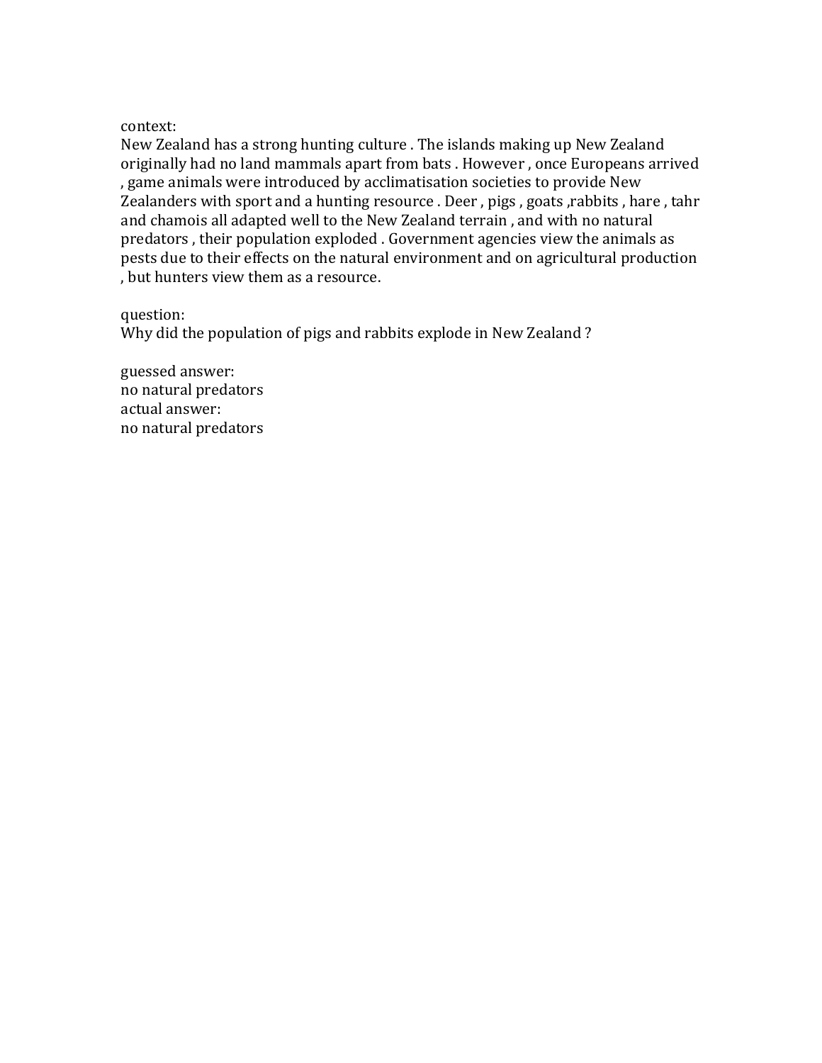context:
New Zealand has a strong hunting culture . The islands making up New Zealand originally had no land mammals apart from bats . However , once Europeans arrived , game animals were introduced by acclimatisation societies to provide New Zealanders with sport and a hunting resource . Deer , pigs , goats ,rabbits , hare , tahr and chamois all adapted well to the New Zealand terrain , and with no natural predators , their population exploded . Government agencies view the animals as pests due to their effects on the natural environment and on agricultural production , but hunters view them as a resource.

question:
Why did the population of pigs and rabbits explode in New Zealand ?

guessed answer:
no natural predators
actual answer:
no natural predators